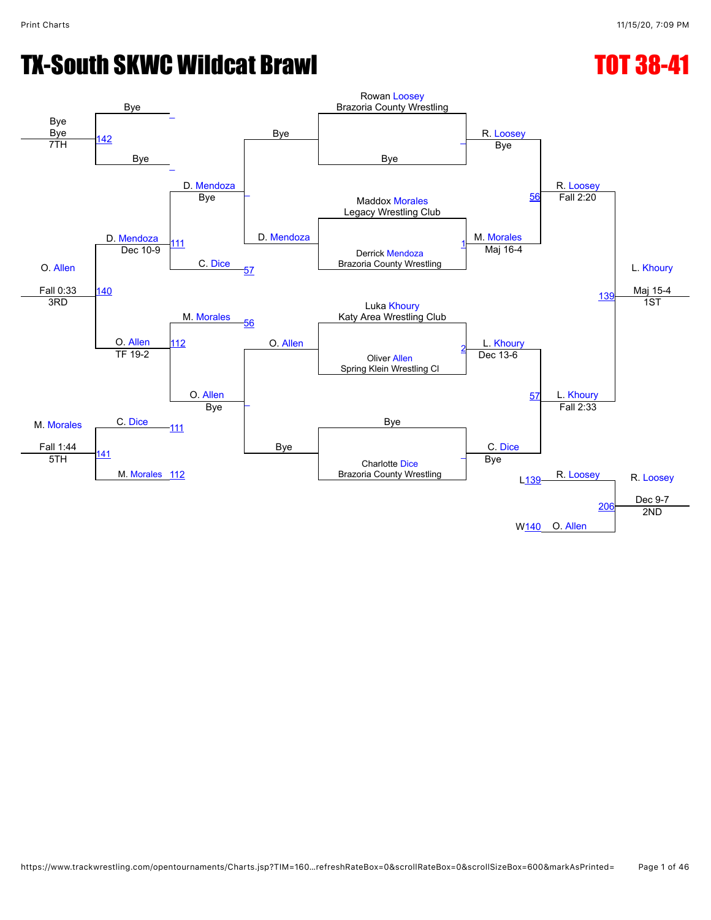# TX-South SKWC Wildcat Brawl

## TOT 38-41

### Championship Bracket

**Seeds:**
- Rowan Loosey — Brazoria County Wrestling
- Bye
- Maddox Morales — Legacy Wrestling Club
- Derrick Mendoza — Brazoria County Wrestling
- Luka Khoury — Katy Area Wrestling Club
- Oliver Allen — Spring Klein Wrestling Cl
- Bye
- Charlotte Dice — Brazoria County Wrestling

**First Round:**
- R. Loosey — Bye
- Match 1: M. Morales over D. Mendoza — Maj 16-4
- Match 2: L. Khoury over O. Allen — Dec 13-6
- C. Dice — Bye

**Semifinals:**
- Match 56: R. Loosey over M. Morales — Fall 2:20
- Match 57: L. Khoury over C. Dice — Fall 2:33

**Final:**
- Match 139: L. Khoury over R. Loosey — Maj 15-4 — **1ST: L. Khoury**

### Consolation Bracket

**Consolation Round 1:**
- Bye / D. Mendoza — D. Mendoza — Bye
- O. Allen / Bye — O. Allen — Bye

**Consolation Round 2:**
- Match 111: D. Mendoza over C. Dice (L57) — Dec 10-9
- Match 112: O. Allen over M. Morales (L56) — TF 19-2

**Consolation Semifinal:**
- Match 140: O. Allen over D. Mendoza — Fall 0:33 — **3RD: O. Allen**

**5th Place:**
- Match 141: M. Morales (L112) over C. Dice (L111) — Fall 1:44 — **5TH: M. Morales**

**7th Place:**
- Match 142: Bye vs. Bye — **7TH: Bye**

**2nd Place:**
- Match 206: R. Loosey (L139) over O. Allen (W140) — Dec 9-7 — **2ND: R. Loosey**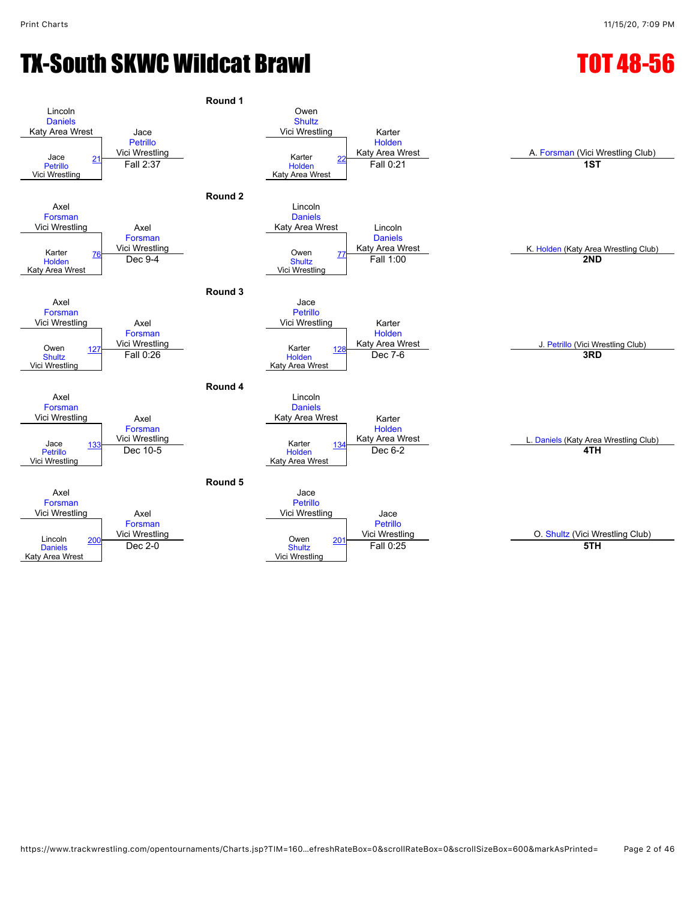# TX-South SKWC Wildcat Brawl

## TOT 48-56

### Round 1

| Match | Wrestler 1 | Wrestler 2 | Winner | Result |
|---|---|---|---|---|
| 21 | Lincoln Daniels (Katy Area Wrest) | Jace Petrillo (Vici Wrestling) | Jace Petrillo (Vici Wrestling) | Fall 2:37 |
| 22 | Owen Shultz (Vici Wrestling) | Karter Holden (Katy Area Wrest) | Karter Holden (Katy Area Wrest) | Fall 0:21 |

### Round 2

| Match | Wrestler 1 | Wrestler 2 | Winner | Result |
|---|---|---|---|---|
| 76 | Axel Forsman (Vici Wrestling) | Karter Holden (Katy Area Wrest) | Axel Forsman (Vici Wrestling) | Dec 9-4 |
| 77 | Lincoln Daniels (Katy Area Wrest) | Owen Shultz (Vici Wrestling) | Lincoln Daniels (Katy Area Wrest) | Fall 1:00 |

### Round 3

| Match | Wrestler 1 | Wrestler 2 | Winner | Result |
|---|---|---|---|---|
| 127 | Axel Forsman (Vici Wrestling) | Owen Shultz (Vici Wrestling) | Axel Forsman (Vici Wrestling) | Fall 0:26 |
| 128 | Jace Petrillo (Vici Wrestling) | Karter Holden (Katy Area Wrest) | Karter Holden (Katy Area Wrest) | Dec 7-6 |

### Round 4

| Match | Wrestler 1 | Wrestler 2 | Winner | Result |
|---|---|---|---|---|
| 133 | Axel Forsman (Vici Wrestling) | Jace Petrillo (Vici Wrestling) | Axel Forsman (Vici Wrestling) | Dec 10-5 |
| 134 | Lincoln Daniels (Katy Area Wrest) | Karter Holden (Katy Area Wrest) | Karter Holden (Katy Area Wrest) | Dec 6-2 |

### Round 5

| Match | Wrestler 1 | Wrestler 2 | Winner | Result |
|---|---|---|---|---|
| 200 | Axel Forsman (Vici Wrestling) | Lincoln Daniels (Katy Area Wrest) | Axel Forsman (Vici Wrestling) | Dec 2-0 |
| 201 | Jace Petrillo (Vici Wrestling) | Owen Shultz (Vici Wrestling) | Jace Petrillo (Vici Wrestling) | Fall 0:25 |

### Placements

| Place | Wrestler |
|---|---|
| 1ST | A. Forsman (Vici Wrestling Club) |
| 2ND | K. Holden (Katy Area Wrestling Club) |
| 3RD | J. Petrillo (Vici Wrestling Club) |
| 4TH | L. Daniels (Katy Area Wrestling Club) |
| 5TH | O. Shultz (Vici Wrestling Club) |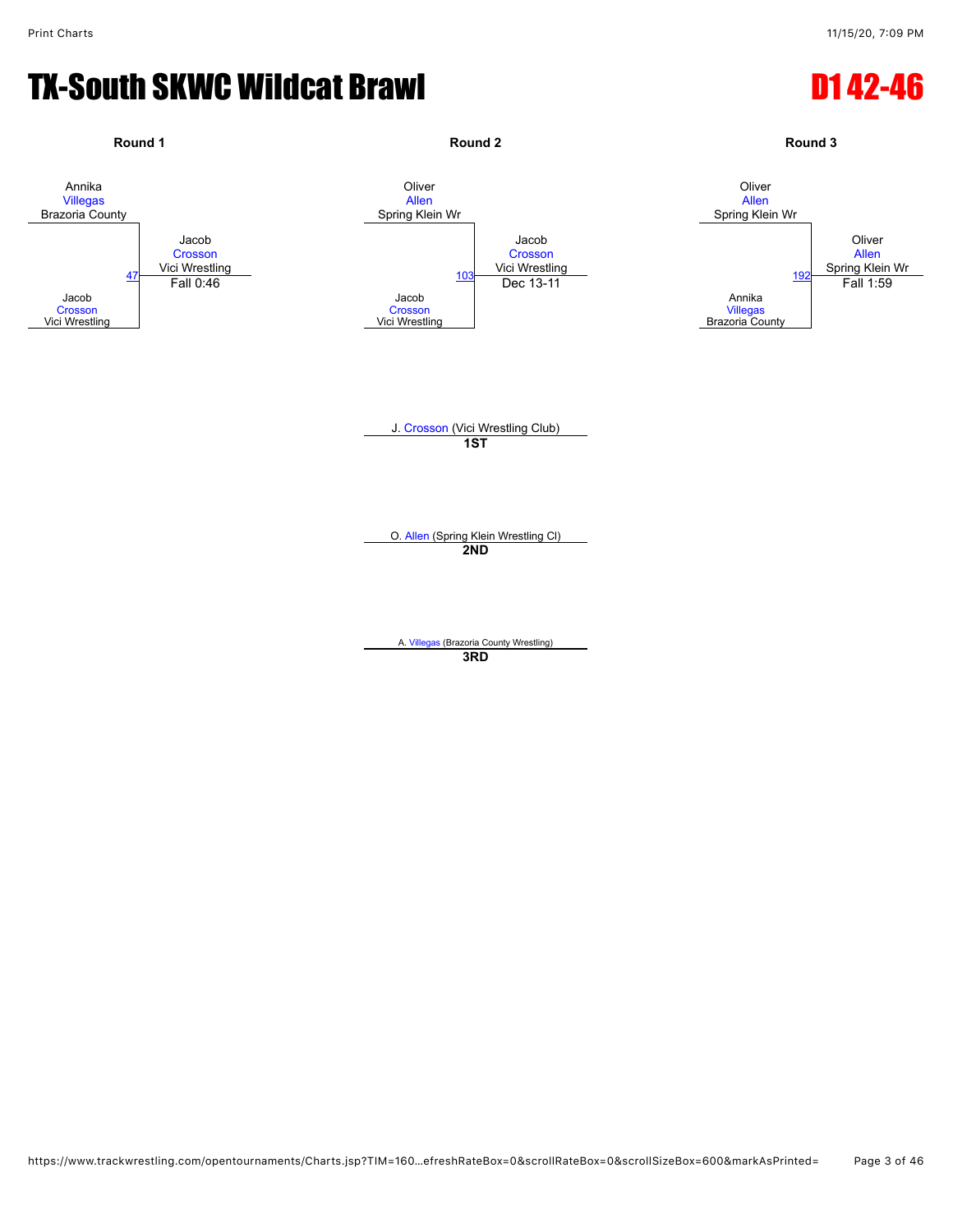# TX-South SKWC Wildcat Brawl

# D1 42-46

### Round 1

Annika Villegas, Brazoria County
vs.
Jacob Crosson, Vici Wrestling

Match 47 — Winner: Jacob Crosson, Vici Wrestling — Fall 0:46

### Round 2

Oliver Allen, Spring Klein Wr
vs.
Jacob Crosson, Vici Wrestling

Match 103 — Winner: Jacob Crosson, Vici Wrestling — Dec 13-11

### Round 3

Oliver Allen, Spring Klein Wr
vs.
Annika Villegas, Brazoria County

Match 192 — Winner: Oliver Allen, Spring Klein Wr — Fall 1:59

---

J. Crosson (Vici Wrestling Club)
**1ST**

O. Allen (Spring Klein Wrestling Cl)
**2ND**

A. Villegas (Brazoria County Wrestling)
**3RD**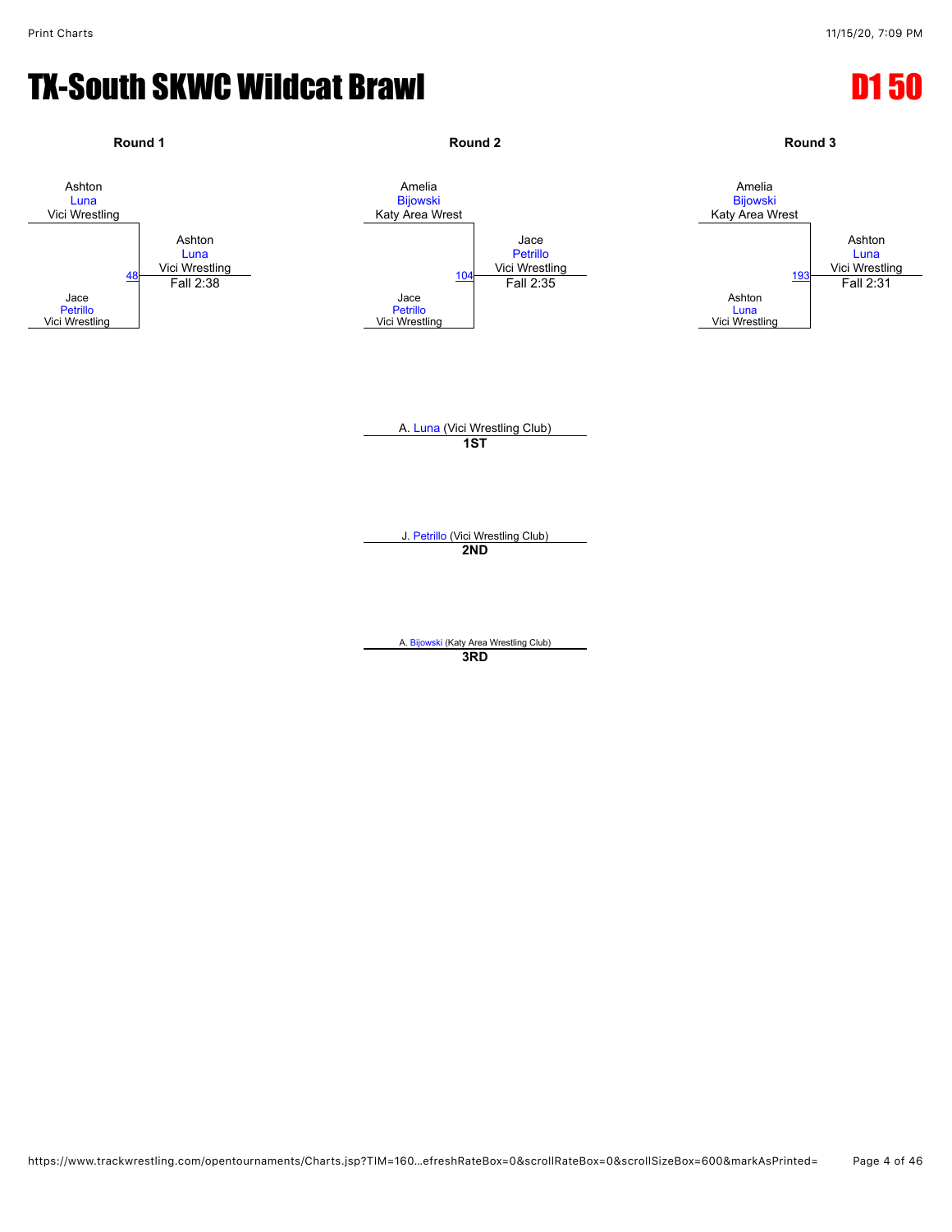# TX-South SKWC Wildcat Brawl

## D1 50

### Round 1

Ashton Luna, Vici Wrestling
vs.
Jace Petrillo, Vici Wrestling

Match 48 — Winner: Ashton Luna, Vici Wrestling — Fall 2:38

### Round 2

Amelia Bijowski, Katy Area Wrest
vs.
Jace Petrillo, Vici Wrestling

Match 104 — Winner: Jace Petrillo, Vici Wrestling — Fall 2:35

### Round 3

Amelia Bijowski, Katy Area Wrest
vs.
Ashton Luna, Vici Wrestling

Match 193 — Winner: Ashton Luna, Vici Wrestling — Fall 2:31

### Placements

A. Luna (Vici Wrestling Club)
**1ST**

J. Petrillo (Vici Wrestling Club)
**2ND**

A. Bijowski (Katy Area Wrestling Club)
**3RD**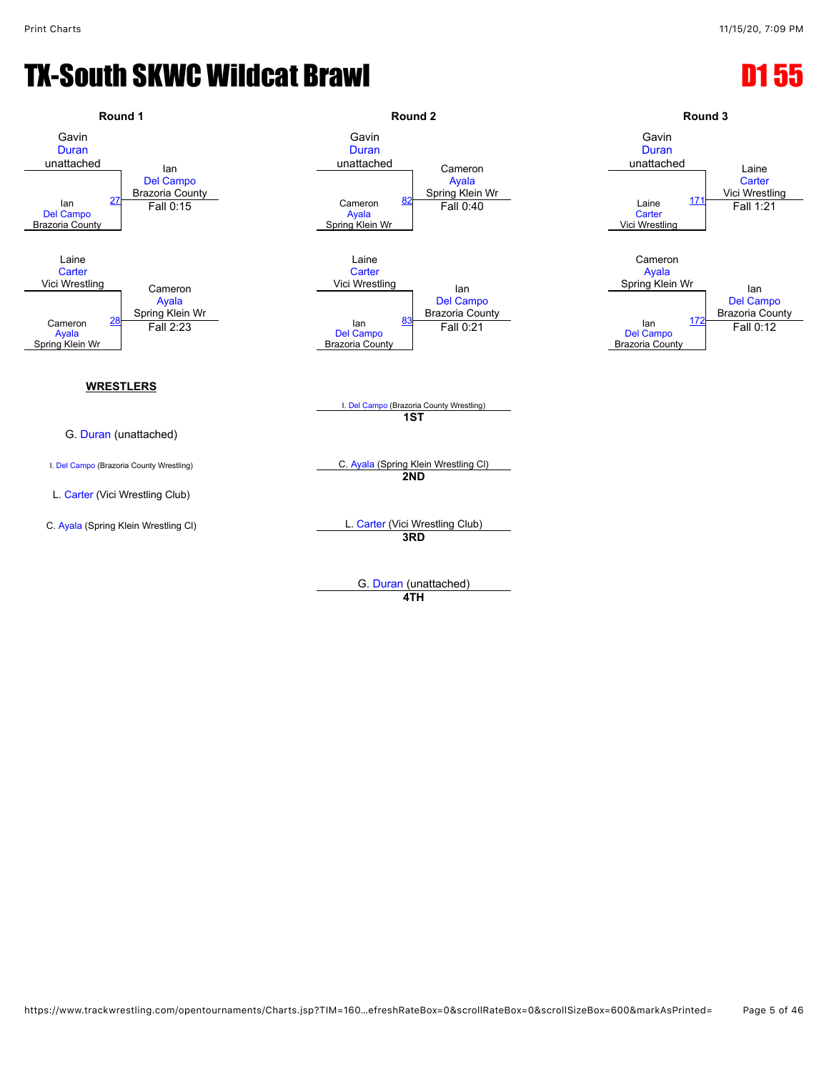# TX-South SKWC Wildcat Brawl

## D1 55

### Round 1

Gavin Duran, unattached
vs.
Ian Del Campo, Brazoria County
Match 27 — Winner: Ian Del Campo, Brazoria County — Fall 0:15

Laine Carter, Vici Wrestling
vs.
Cameron Ayala, Spring Klein Wr
Match 28 — Winner: Cameron Ayala, Spring Klein Wr — Fall 2:23

### Round 2

Gavin Duran, unattached
vs.
Cameron Ayala, Spring Klein Wr
Match 82 — Winner: Cameron Ayala, Spring Klein Wr — Fall 0:40

Laine Carter, Vici Wrestling
vs.
Ian Del Campo, Brazoria County
Match 83 — Winner: Ian Del Campo, Brazoria County — Fall 0:21

### Round 3

Gavin Duran, unattached
vs.
Laine Carter, Vici Wrestling
Match 171 — Winner: Laine Carter, Vici Wrestling — Fall 1:21

Cameron Ayala, Spring Klein Wr
vs.
Ian Del Campo, Brazoria County
Match 172 — Winner: Ian Del Campo, Brazoria County — Fall 0:12

**WRESTLERS**

G. Duran (unattached)

I. Del Campo (Brazoria County Wrestling)

L. Carter (Vici Wrestling Club)

C. Ayala (Spring Klein Wrestling Cl)

**Placements**

I. Del Campo (Brazoria County Wrestling) — **1ST**

C. Ayala (Spring Klein Wrestling Cl) — **2ND**

L. Carter (Vici Wrestling Club) — **3RD**

G. Duran (unattached) — **4TH**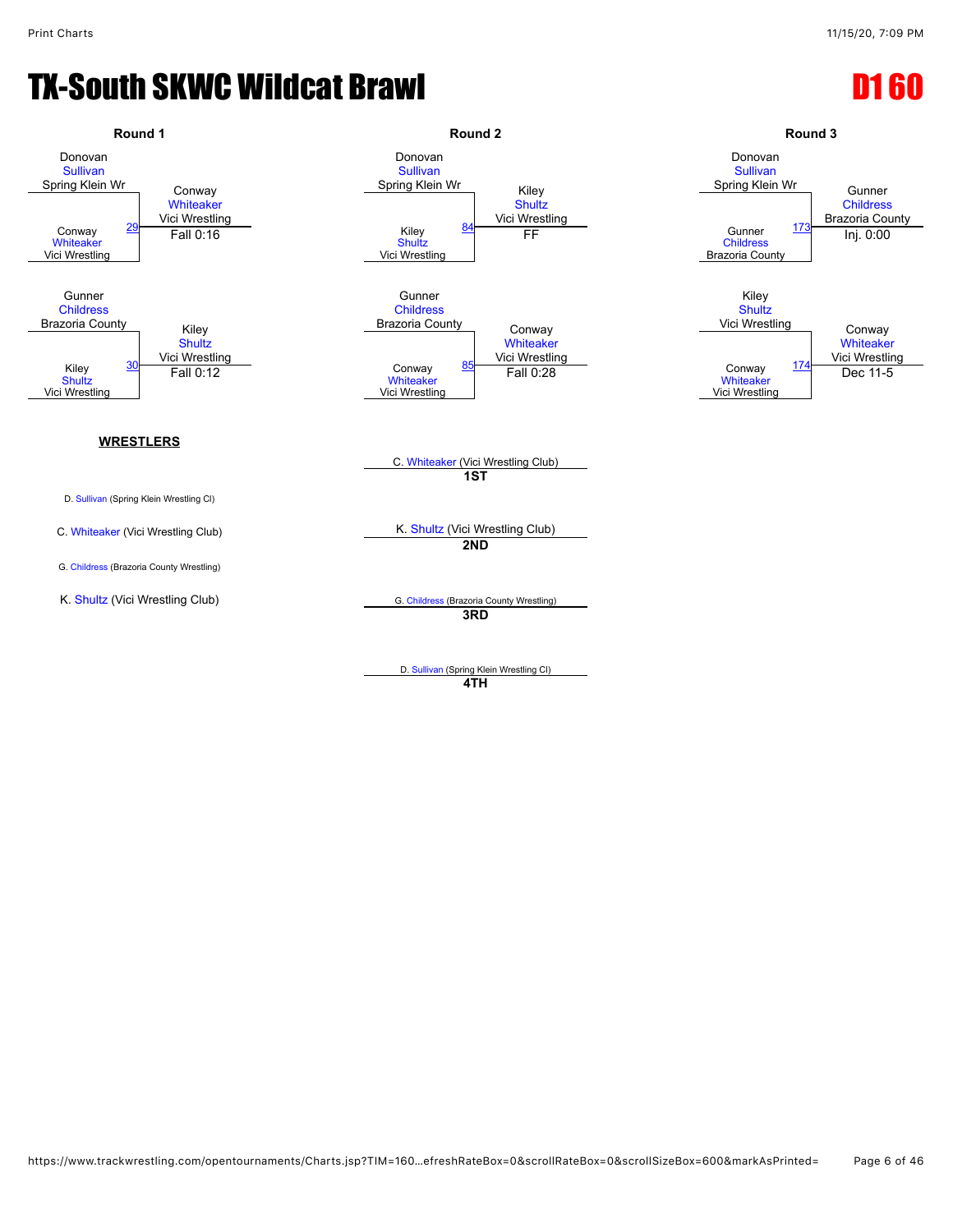# TX-South SKWC Wildcat Brawl

## D1 60

### Round 1

- Match 29: Donovan Sullivan (Spring Klein Wr) vs. Conway Whiteaker (Vici Wrestling) — Winner: Conway Whiteaker (Vici Wrestling), Fall 0:16
- Match 30: Gunner Childress (Brazoria County) vs. Kiley Shultz (Vici Wrestling) — Winner: Kiley Shultz (Vici Wrestling), Fall 0:12

### Round 2

- Match 84: Donovan Sullivan (Spring Klein Wr) vs. Kiley Shultz (Vici Wrestling) — Winner: Kiley Shultz (Vici Wrestling), FF
- Match 85: Gunner Childress (Brazoria County) vs. Conway Whiteaker (Vici Wrestling) — Winner: Conway Whiteaker (Vici Wrestling), Fall 0:28

### Round 3

- Match 173: Donovan Sullivan (Spring Klein Wr) vs. Gunner Childress (Brazoria County) — Winner: Gunner Childress (Brazoria County), Inj. 0:00
- Match 174: Kiley Shultz (Vici Wrestling) vs. Conway Whiteaker (Vici Wrestling) — Winner: Conway Whiteaker (Vici Wrestling), Dec 11-5

### WRESTLERS

- D. Sullivan (Spring Klein Wrestling Cl)
- C. Whiteaker (Vici Wrestling Club)
- G. Childress (Brazoria County Wrestling)
- K. Shultz (Vici Wrestling Club)

### Placements

- **1ST**: C. Whiteaker (Vici Wrestling Club)
- **2ND**: K. Shultz (Vici Wrestling Club)
- **3RD**: G. Childress (Brazoria County Wrestling)
- **4TH**: D. Sullivan (Spring Klein Wrestling Cl)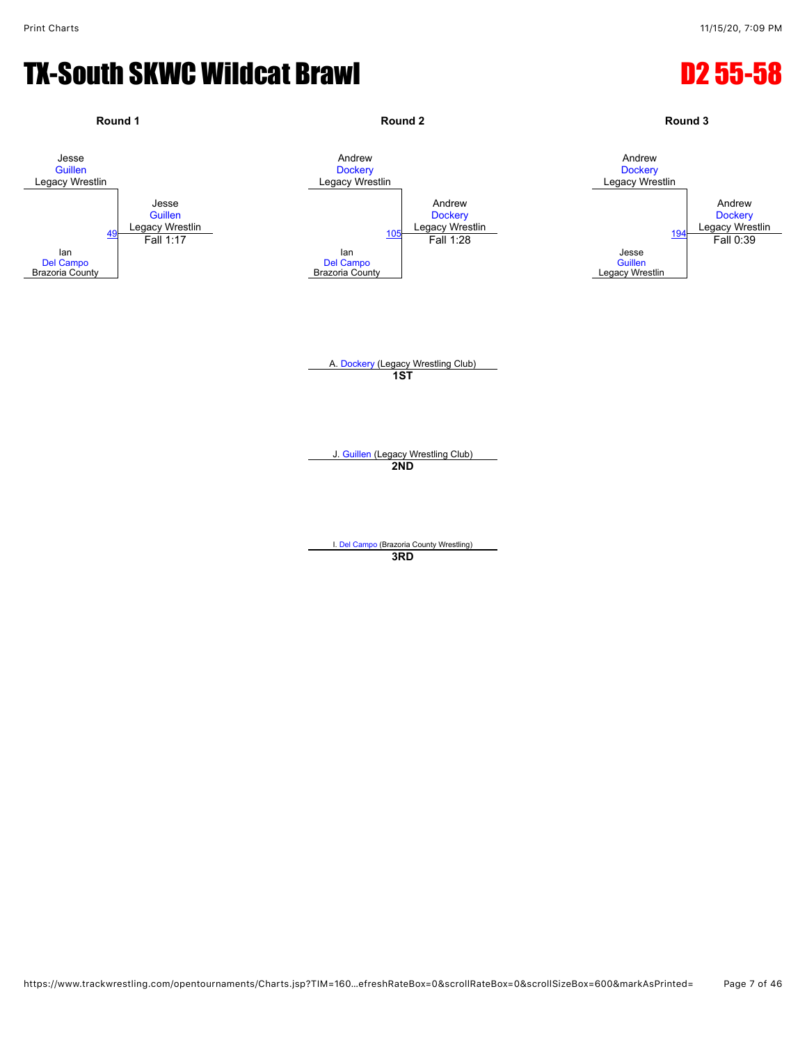# TX-South SKWC Wildcat Brawl

# D2 55-58

**Round 1**

Jesse Guillen, Legacy Wrestlin
vs.
Ian Del Campo, Brazoria County

Match 49 — Winner: Jesse Guillen, Legacy Wrestlin — Fall 1:17

**Round 2**

Andrew Dockery, Legacy Wrestlin
vs.
Ian Del Campo, Brazoria County

Match 105 — Winner: Andrew Dockery, Legacy Wrestlin — Fall 1:28

**Round 3**

Andrew Dockery, Legacy Wrestlin
vs.
Jesse Guillen, Legacy Wrestlin

Match 194 — Winner: Andrew Dockery, Legacy Wrestlin — Fall 0:39

A. Dockery (Legacy Wrestling Club)
**1ST**

J. Guillen (Legacy Wrestling Club)
**2ND**

I. Del Campo (Brazoria County Wrestling)
**3RD**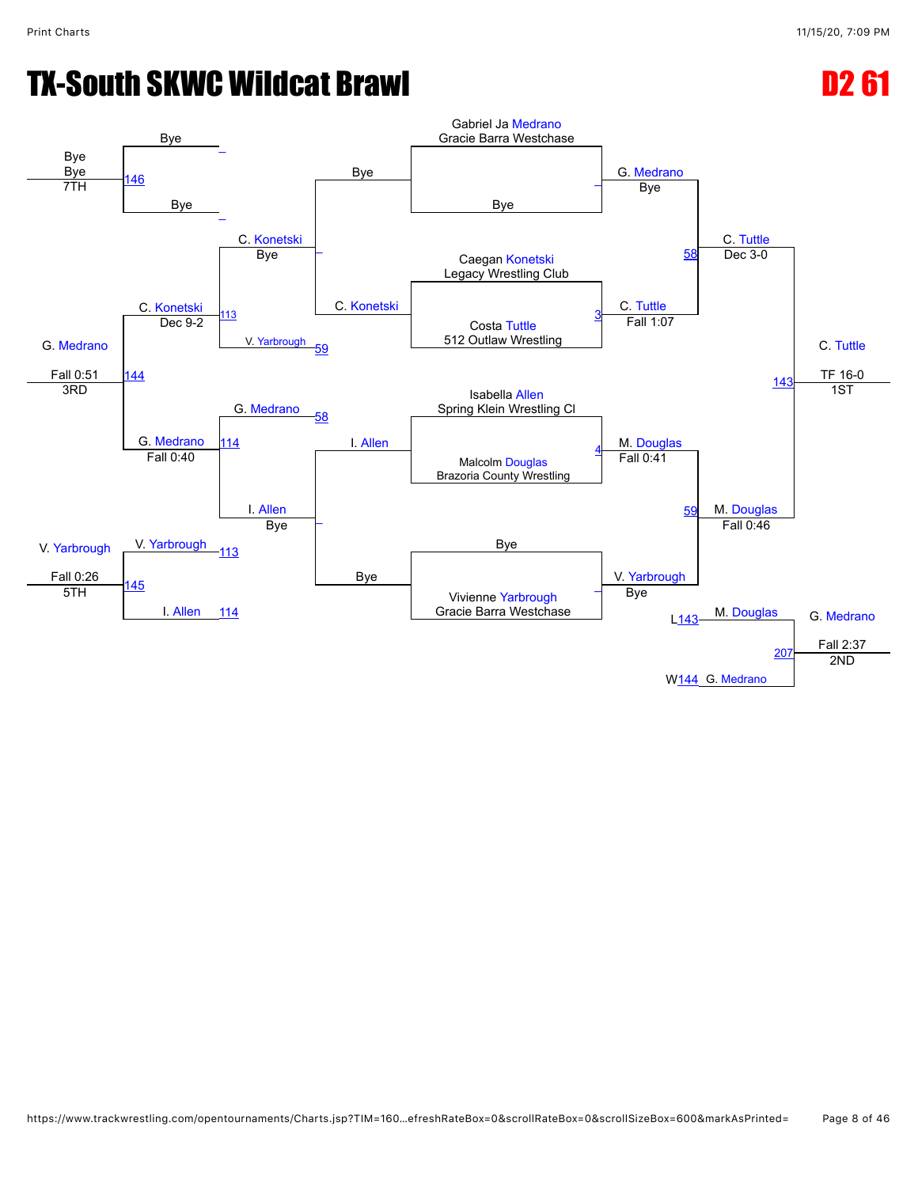# TX-South SKWC Wildcat Brawl

## D2 61

### Championship Bracket

**First Round**

- Gabriel Ja Medrano (Gracie Barra Westchase) vs. Bye — G. Medrano, Bye
- Caegan Konetski (Legacy Wrestling Club) vs. Costa Tuttle (512 Outlaw Wrestling) — Match 3 — C. Tuttle, Fall 1:07
- Isabella Allen (Spring Klein Wrestling Cl) vs. Malcolm Douglas (Brazoria County Wrestling) — Match 4 — M. Douglas, Fall 0:41
- Bye vs. Vivienne Yarbrough (Gracie Barra Westchase) — V. Yarbrough, Bye

**Semifinals**

- G. Medrano vs. C. Tuttle — Match 58 — C. Tuttle, Dec 3-0
- M. Douglas vs. V. Yarbrough — Match 59 — M. Douglas, Fall 0:46

**Final**

- C. Tuttle vs. M. Douglas — Match 143 — C. Tuttle, TF 16-0 — 1ST

**2nd Place Match**

- L143 M. Douglas vs. W144 G. Medrano — Match 207 — G. Medrano, Fall 2:37 — 2ND

### Consolation Bracket

**Consolation First Round**

- Bye vs. C. Konetski — C. Konetski, Bye
- I. Allen vs. Bye — I. Allen, Bye

**Consolation Second Round**

- C. Konetski vs. V. Yarbrough (L59) — Match 113 — C. Konetski, Dec 9-2
- G. Medrano (L58) vs. I. Allen — Match 114 — G. Medrano, Fall 0:40

**3rd Place Match**

- C. Konetski vs. G. Medrano — Match 144 — G. Medrano, Fall 0:51 — 3RD

**5th Place Match**

- V. Yarbrough (L113) vs. I. Allen (L114) — Match 145 — V. Yarbrough, Fall 0:26 — 5TH

**7th Place Match**

- Bye vs. Bye — Match 146 — Bye, Bye — 7TH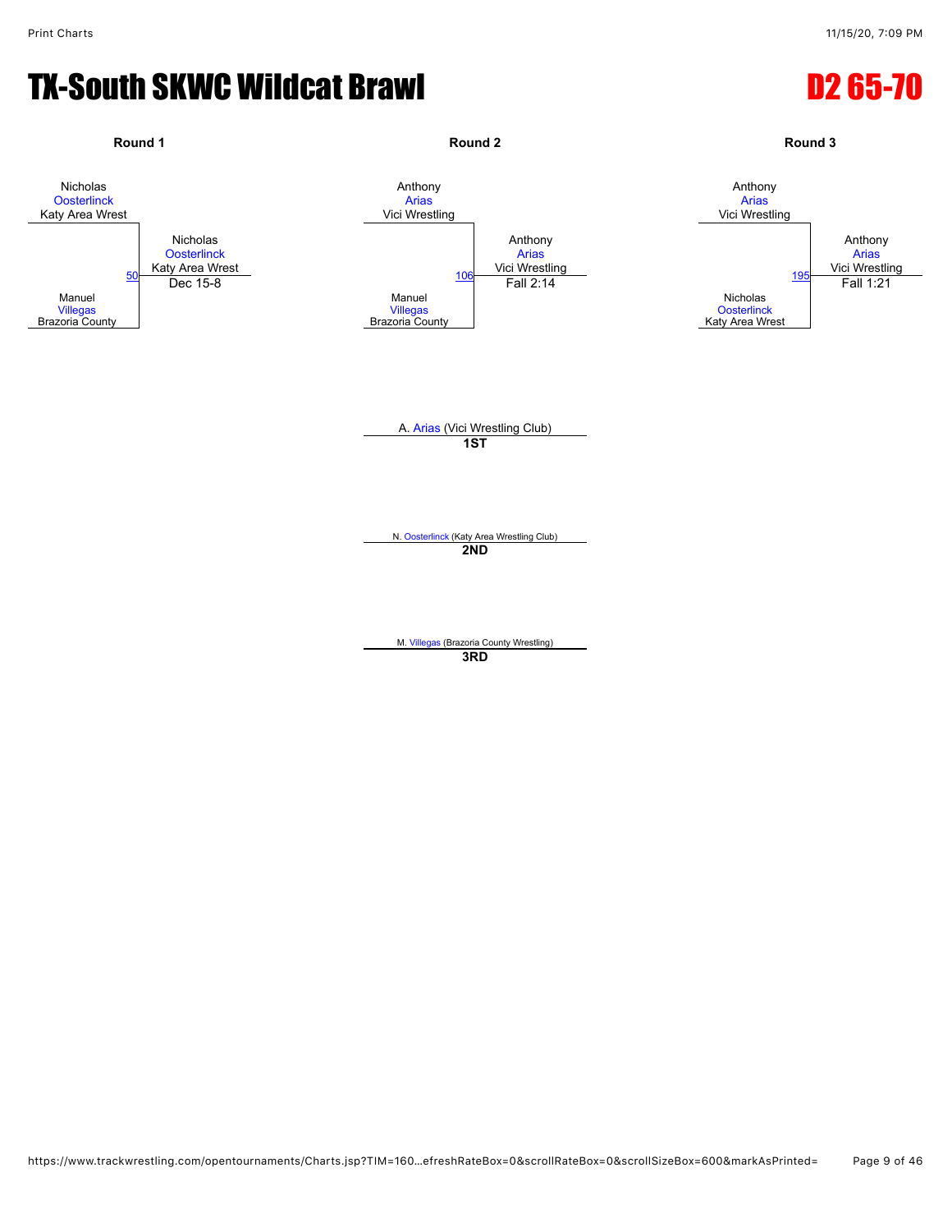# TX-South SKWC Wildcat Brawl

## D2 65-70

### Round 1

Nicholas Oosterlinck, Katy Area Wrest

vs.

Manuel Villegas, Brazoria County

Match 50 — Winner: Nicholas Oosterlinck, Katy Area Wrest — Dec 15-8

### Round 2

Anthony Arias, Vici Wrestling

vs.

Manuel Villegas, Brazoria County

Match 106 — Winner: Anthony Arias, Vici Wrestling — Fall 2:14

### Round 3

Anthony Arias, Vici Wrestling

vs.

Nicholas Oosterlinck, Katy Area Wrest

Match 195 — Winner: Anthony Arias, Vici Wrestling — Fall 1:21

---

**1ST**: A. Arias (Vici Wrestling Club)

**2ND**: N. Oosterlinck (Katy Area Wrestling Club)

**3RD**: M. Villegas (Brazoria County Wrestling)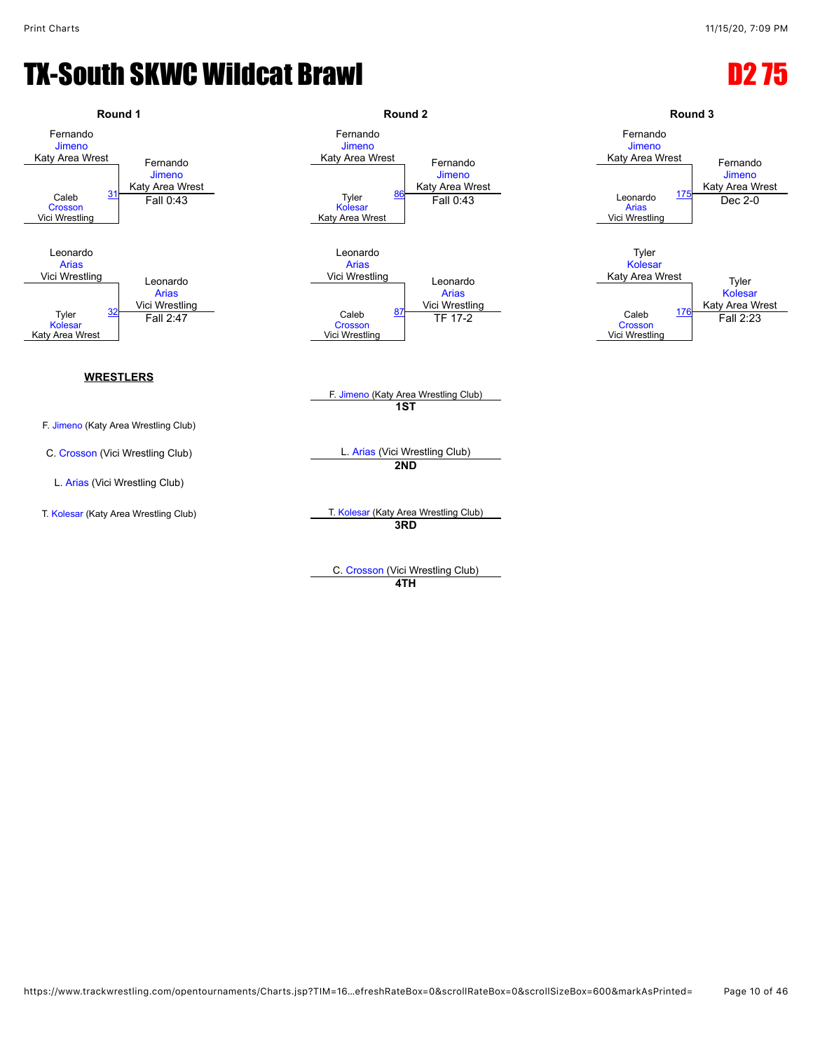# TX-South SKWC Wildcat Brawl

## D2 75

### Round 1

| Match | Wrestler 1 | Wrestler 2 | Winner | Result |
|---|---|---|---|---|
| 31 | Fernando Jimeno (Katy Area Wrest) | Caleb Crosson (Vici Wrestling) | Fernando Jimeno (Katy Area Wrest) | Fall 0:43 |
| 32 | Leonardo Arias (Vici Wrestling) | Tyler Kolesar (Katy Area Wrest) | Leonardo Arias (Vici Wrestling) | Fall 2:47 |

### Round 2

| Match | Wrestler 1 | Wrestler 2 | Winner | Result |
|---|---|---|---|---|
| 86 | Fernando Jimeno (Katy Area Wrest) | Tyler Kolesar (Katy Area Wrest) | Fernando Jimeno (Katy Area Wrest) | Fall 0:43 |
| 87 | Leonardo Arias (Vici Wrestling) | Caleb Crosson (Vici Wrestling) | Leonardo Arias (Vici Wrestling) | TF 17-2 |

### Round 3

| Match | Wrestler 1 | Wrestler 2 | Winner | Result |
|---|---|---|---|---|
| 175 | Fernando Jimeno (Katy Area Wrest) | Leonardo Arias (Vici Wrestling) | Fernando Jimeno (Katy Area Wrest) | Dec 2-0 |
| 176 | Tyler Kolesar (Katy Area Wrest) | Caleb Crosson (Vici Wrestling) | Tyler Kolesar (Katy Area Wrest) | Fall 2:23 |

### WRESTLERS

- F. Jimeno (Katy Area Wrestling Club)
- C. Crosson (Vici Wrestling Club)
- L. Arias (Vici Wrestling Club)
- T. Kolesar (Katy Area Wrestling Club)

### Placements

- **1ST**: F. Jimeno (Katy Area Wrestling Club)
- **2ND**: L. Arias (Vici Wrestling Club)
- **3RD**: T. Kolesar (Katy Area Wrestling Club)
- **4TH**: C. Crosson (Vici Wrestling Club)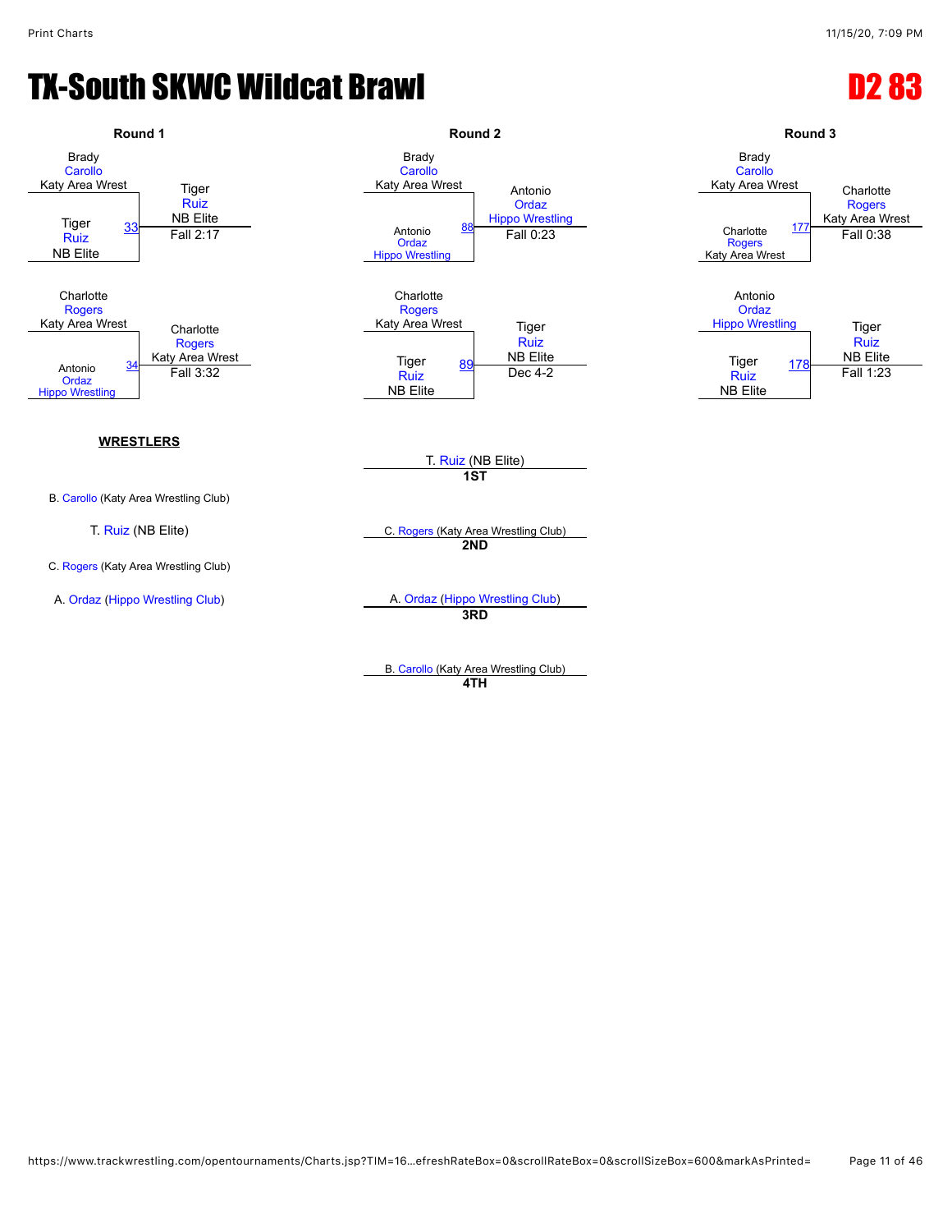# TX-South SKWC Wildcat Brawl

## D2 83

### Round 1

| Match | Wrestler 1 | Wrestler 2 | Winner | Result |
|---|---|---|---|---|
| 33 | Brady Carollo (Katy Area Wrest) | Tiger Ruiz (NB Elite) | Tiger Ruiz (NB Elite) | Fall 2:17 |
| 34 | Charlotte Rogers (Katy Area Wrest) | Antonio Ordaz (Hippo Wrestling) | Charlotte Rogers (Katy Area Wrest) | Fall 3:32 |

### Round 2

| Match | Wrestler 1 | Wrestler 2 | Winner | Result |
|---|---|---|---|---|
| 88 | Brady Carollo (Katy Area Wrest) | Antonio Ordaz (Hippo Wrestling) | Antonio Ordaz (Hippo Wrestling) | Fall 0:23 |
| 89 | Charlotte Rogers (Katy Area Wrest) | Tiger Ruiz (NB Elite) | Tiger Ruiz (NB Elite) | Dec 4-2 |

### Round 3

| Match | Wrestler 1 | Wrestler 2 | Winner | Result |
|---|---|---|---|---|
| 177 | Brady Carollo (Katy Area Wrest) | Charlotte Rogers (Katy Area Wrest) | Charlotte Rogers (Katy Area Wrest) | Fall 0:38 |
| 178 | Antonio Ordaz (Hippo Wrestling) | Tiger Ruiz (NB Elite) | Tiger Ruiz (NB Elite) | Fall 1:23 |

**WRESTLERS**

- B. Carollo (Katy Area Wrestling Club)
- T. Ruiz (NB Elite)
- C. Rogers (Katy Area Wrestling Club)
- A. Ordaz (Hippo Wrestling Club)

**Placings**

- **1ST**: T. Ruiz (NB Elite)
- **2ND**: C. Rogers (Katy Area Wrestling Club)
- **3RD**: A. Ordaz (Hippo Wrestling Club)
- **4TH**: B. Carollo (Katy Area Wrestling Club)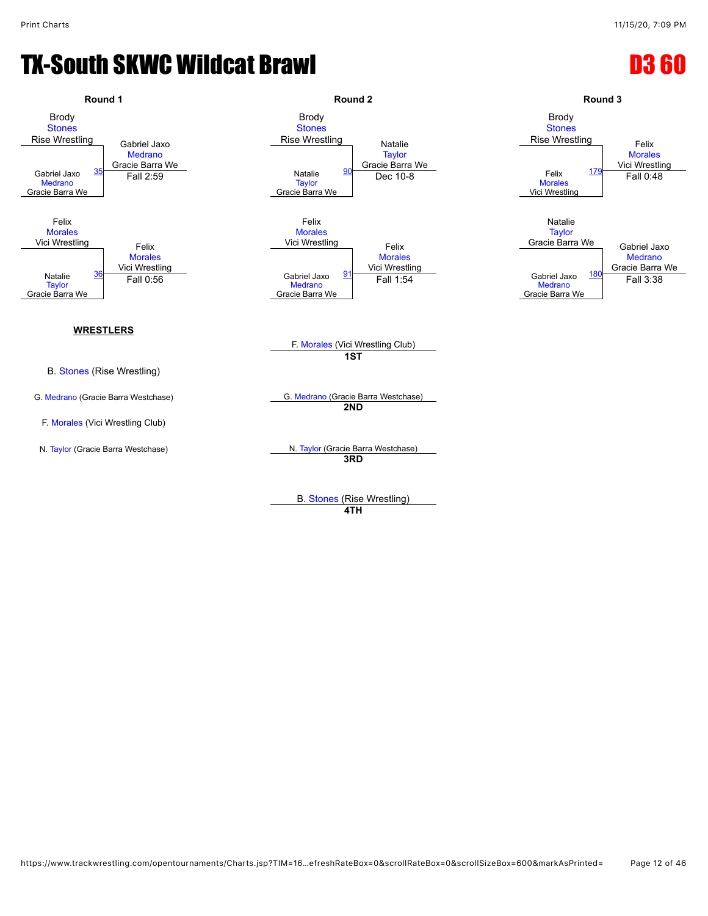# TX-South SKWC Wildcat Brawl

# D3 60

## Round 1

| Wrestler 1 | Wrestler 2 | Match | Winner | Result |
|---|---|---|---|---|
| Brody Stones (Rise Wrestling) | Gabriel Jaxo Medrano (Gracie Barra We) | 35 | Gabriel Jaxo Medrano (Gracie Barra We) | Fall 2:59 |
| Felix Morales (Vici Wrestling) | Natalie Taylor (Gracie Barra We) | 36 | Felix Morales (Vici Wrestling) | Fall 0:56 |

## Round 2

| Wrestler 1 | Wrestler 2 | Match | Winner | Result |
|---|---|---|---|---|
| Brody Stones (Rise Wrestling) | Natalie Taylor (Gracie Barra We) | 90 | Natalie Taylor (Gracie Barra We) | Dec 10-8 |
| Felix Morales (Vici Wrestling) | Gabriel Jaxo Medrano (Gracie Barra We) | 91 | Felix Morales (Vici Wrestling) | Fall 1:54 |

## Round 3

| Wrestler 1 | Wrestler 2 | Match | Winner | Result |
|---|---|---|---|---|
| Brody Stones (Rise Wrestling) | Felix Morales (Vici Wrestling) | 179 | Felix Morales (Vici Wrestling) | Fall 0:48 |
| Natalie Taylor (Gracie Barra We) | Gabriel Jaxo Medrano (Gracie Barra We) | 180 | Gabriel Jaxo Medrano (Gracie Barra We) | Fall 3:38 |

**WRESTLERS**

- B. Stones (Rise Wrestling)
- G. Medrano (Gracie Barra Westchase)
- F. Morales (Vici Wrestling Club)
- N. Taylor (Gracie Barra Westchase)

**1ST** F. Morales (Vici Wrestling Club)

**2ND** G. Medrano (Gracie Barra Westchase)

**3RD** N. Taylor (Gracie Barra Westchase)

**4TH** B. Stones (Rise Wrestling)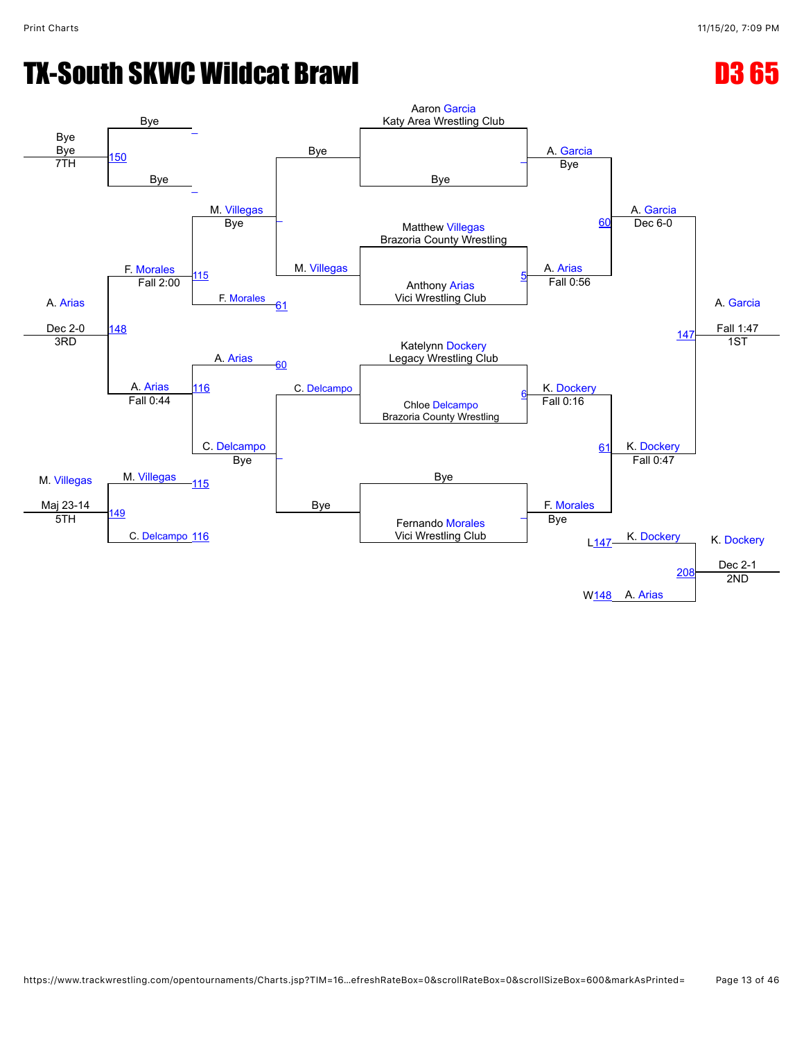# TX-South SKWC Wildcat Brawl

## D3 65

### Championship Bracket

**Round 1**

- Aaron Garcia (Katy Area Wrestling Club) vs Bye — A. Garcia, Bye
- Matthew Villegas (Brazoria County Wrestling) vs Anthony Arias (Vici Wrestling Club) — Match 5: A. Arias, Fall 0:56
- Katelynn Dockery (Legacy Wrestling Club) vs Chloe Delcampo (Brazoria County Wrestling) — Match 6: K. Dockery, Fall 0:16
- Bye vs Fernando Morales (Vici Wrestling Club) — F. Morales, Bye

**Semifinals**

- Match 60: A. Garcia vs A. Arias — A. Garcia, Dec 6-0
- Match 61: K. Dockery vs F. Morales — K. Dockery, Fall 0:47

**Final**

- Match 147: A. Garcia vs K. Dockery — A. Garcia, Fall 1:47 — 1ST

**2nd Place Match**

- Match 208: K. Dockery (L147) vs A. Arias (W148) — K. Dockery, Dec 2-1 — 2ND

### Consolation Bracket

**Consolation Round 1**

- Bye vs M. Villegas — M. Villegas, Bye
- C. Delcampo vs Bye — C. Delcampo, Bye

**Consolation Round 2**

- Match 115: M. Villegas vs F. Morales (L61) — F. Morales, Fall 2:00
- Match 116: A. Arias (L60) vs C. Delcampo — A. Arias, Fall 0:44

**Consolation Semifinal**

- Match 148: F. Morales vs A. Arias — A. Arias, Dec 2-0 — 3RD

**5th Place Match**

- Match 149: M. Villegas (L115) vs C. Delcampo (L116) — M. Villegas, Maj 23-14 — 5TH

**7th Place Match**

- Match 150: Bye vs Bye — Bye, Bye — 7TH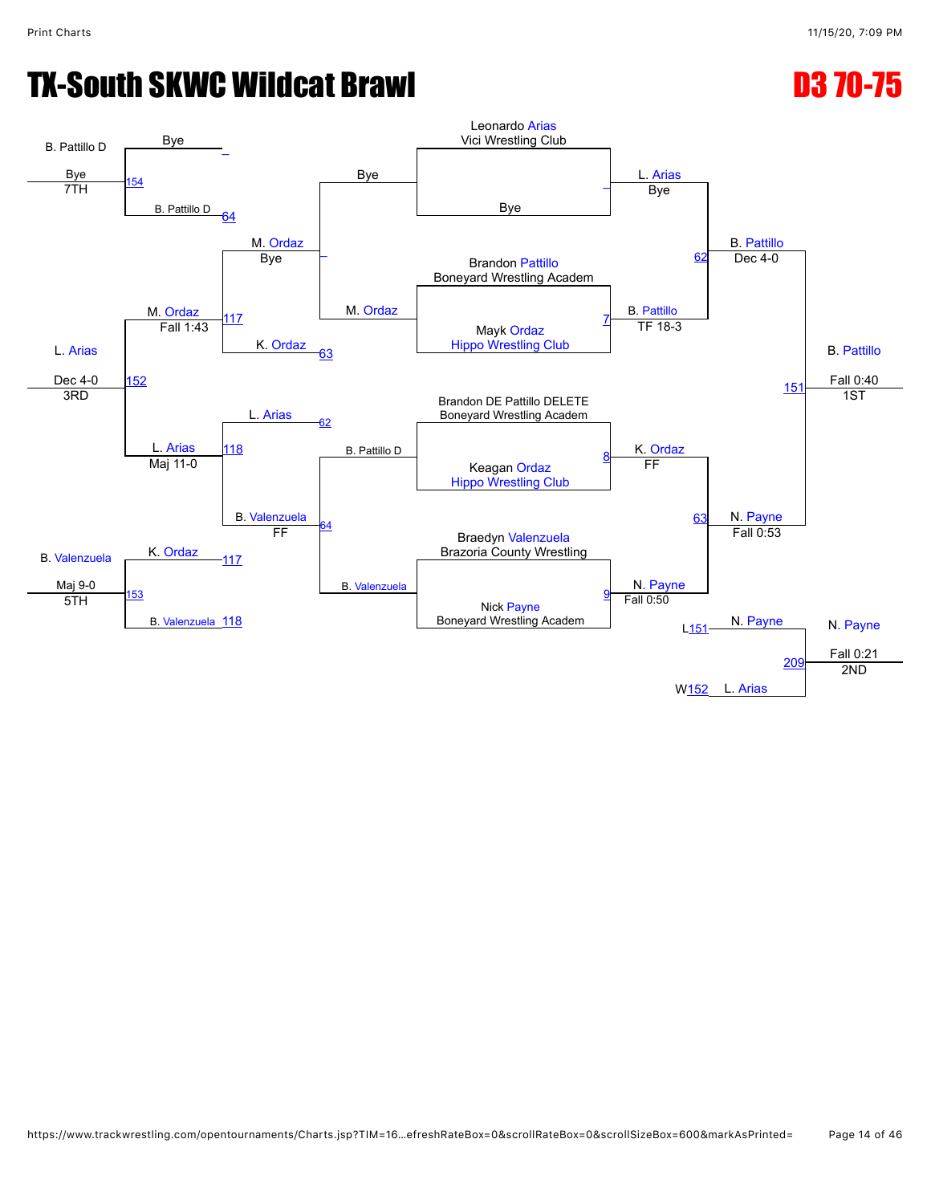# TX-South SKWC Wildcat Brawl

## D3 70-75

### Championship Bracket

**Round 1**

- Leonardo Arias (Vici Wrestling Club) vs Bye — L. Arias, Bye
- Brandon Pattillo (Boneyard Wrestling Academ) vs Mayk Ordaz (Hippo Wrestling Club) — Match 7 — B. Pattillo, TF 18-3
- Brandon DE Pattillo DELETE (Boneyard Wrestling Academ) vs Keagan Ordaz (Hippo Wrestling Club) — Match 8 — K. Ordaz, FF
- Braedyn Valenzuela (Brazoria County Wrestling) vs Nick Payne (Boneyard Wrestling Academ) — Match 9 — N. Payne, Fall 0:50

**Semifinals**

- L. Arias vs B. Pattillo — Match 62 — B. Pattillo, Dec 4-0
- K. Ordaz vs N. Payne — Match 63 — N. Payne, Fall 0:53

**Final**

- B. Pattillo vs N. Payne — Match 151 — B. Pattillo, Fall 0:40 — 1ST

**2nd Place Match**

- L151 N. Payne vs W152 L. Arias — Match 209 — N. Payne, Fall 0:21 — 2ND

### Consolation Bracket

**Consolation Round 1**

- Bye vs M. Ordaz — M. Ordaz
- B. Pattillo D vs B. Valenzuela — Match 64 — B. Valenzuela

**Consolation Round 2**

- Bye vs B. Pattillo D (Match 64) — Match 154 — B. Pattillo D
- M. Ordaz vs K. Ordaz (Match 63) — Match 117 — M. Ordaz, Bye
- L. Arias (Match 62) vs B. Valenzuela (Match 64) — Match 118 — B. Valenzuela, FF

**Consolation Semifinals**

- M. Ordaz vs K. Ordaz — Match 117 — M. Ordaz, Fall 1:43
- L. Arias vs B. Valenzuela — Match 118 — L. Arias, Maj 11-0

**Placement Matches**

- Bye vs B. Pattillo D — Match 154 — B. Pattillo D, Bye — 7TH
- M. Ordaz vs L. Arias — Match 152 — L. Arias, Dec 4-0 — 3RD
- K. Ordaz (L117) vs B. Valenzuela (L118) — Match 153 — B. Valenzuela, Maj 9-0 — 5TH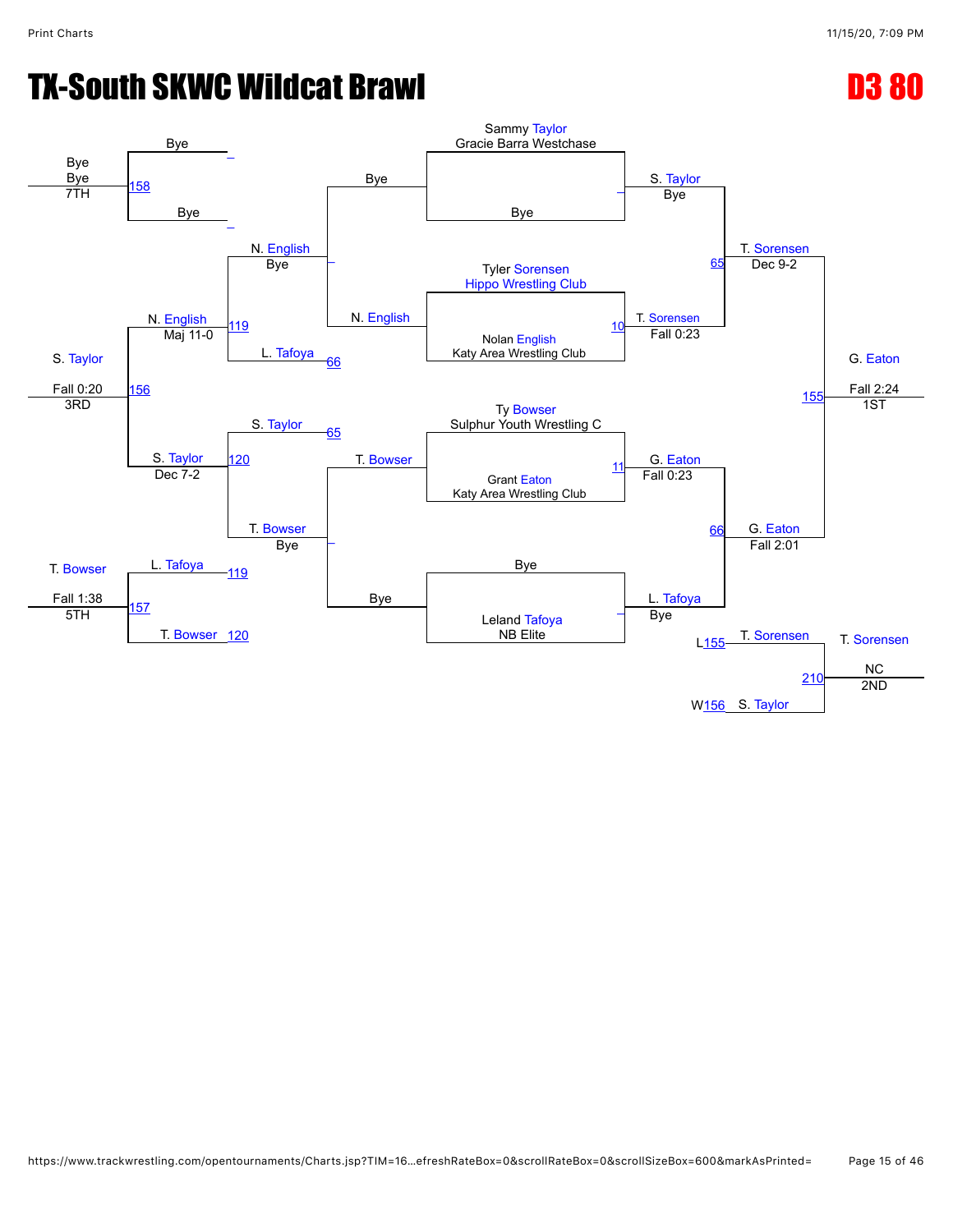# TX-South SKWC Wildcat Brawl

## D3 80

### Championship Bracket

**Round 1**

- Sammy Taylor (Gracie Barra Westchase) vs. Bye — S. Taylor, Bye
- Tyler Sorensen (Hippo Wrestling Club) vs. Nolan English (Katy Area Wrestling Club) — Match 10 — T. Sorensen, Fall 0:23
- Ty Bowser (Sulphur Youth Wrestling C) vs. Grant Eaton (Katy Area Wrestling Club) — Match 11 — G. Eaton, Fall 0:23
- Bye vs. Leland Tafoya (NB Elite) — L. Tafoya, Bye

**Semifinals**

- S. Taylor vs. T. Sorensen — Match 65 — T. Sorensen, Dec 9-2
- G. Eaton vs. L. Tafoya — Match 66 — G. Eaton, Fall 2:01

**Final**

- T. Sorensen vs. G. Eaton — Match 155 — G. Eaton, Fall 2:24 — 1ST

**2nd Place Match**

- L155 T. Sorensen vs. W156 S. Taylor — Match 210 — T. Sorensen, NC — 2ND

### Consolation Bracket

**Consolation Round 1**

- Bye vs. N. English — N. English, Bye
- Bye vs. T. Bowser — T. Bowser, Bye

**Consolation Round 2**

- N. English vs. L. Tafoya (L66) — Match 119 — N. English, Maj 11-0
- S. Taylor (L65) vs. T. Bowser — Match 120 — S. Taylor, Dec 7-2

**3rd Place Match**

- N. English vs. S. Taylor — Match 156 — S. Taylor, Fall 0:20 — 3RD

**5th Place Match**

- L. Tafoya (L119) vs. T. Bowser (L120) — Match 157 — T. Bowser, Fall 1:38 — 5TH

**7th Place Match**

- Bye vs. Bye — Match 158 — Bye, Bye — 7TH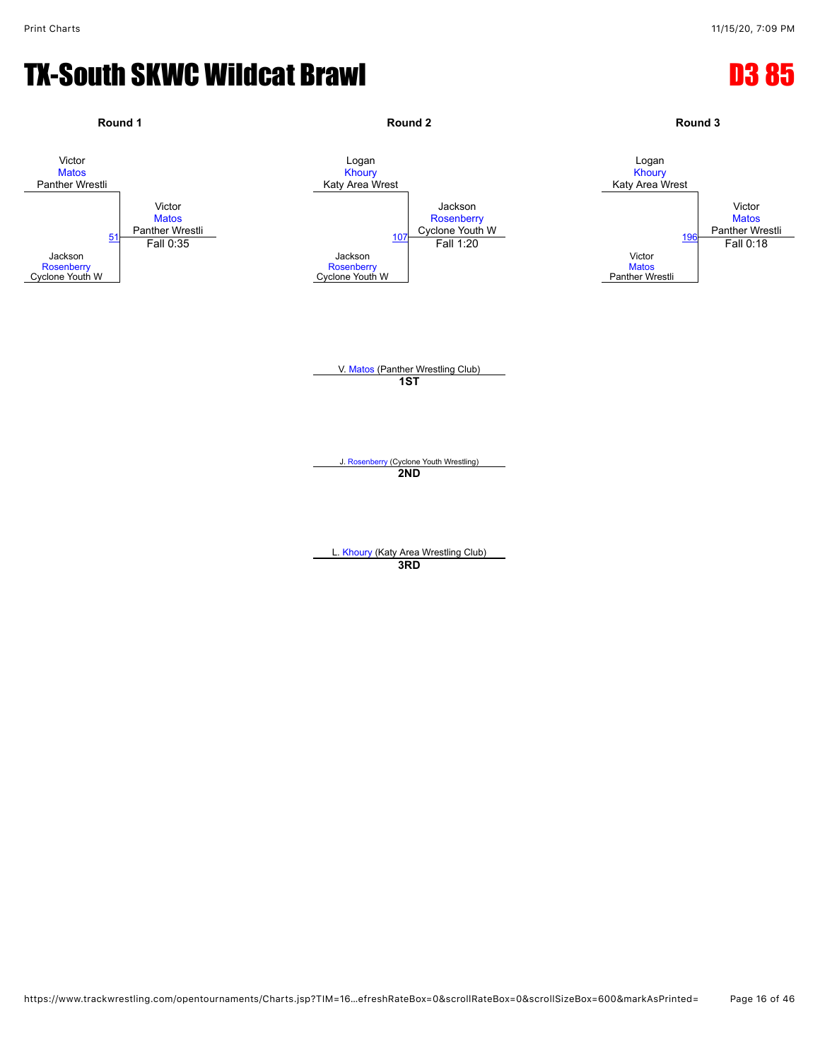# TX-South SKWC Wildcat Brawl

## D3 85

### Round 1

Victor Matos, Panther Wrestli
vs.
Jackson Rosenberry, Cyclone Youth W

Match 51 — Winner: Victor Matos, Panther Wrestli — Fall 0:35

### Round 2

Logan Khoury, Katy Area Wrest
vs.
Jackson Rosenberry, Cyclone Youth W

Match 107 — Winner: Jackson Rosenberry, Cyclone Youth W — Fall 1:20

### Round 3

Logan Khoury, Katy Area Wrest
vs.
Victor Matos, Panther Wrestli

Match 196 — Winner: Victor Matos, Panther Wrestli — Fall 0:18

V. Matos (Panther Wrestling Club)
**1ST**

J. Rosenberry (Cyclone Youth Wrestling)
**2ND**

L. Khoury (Katy Area Wrestling Club)
**3RD**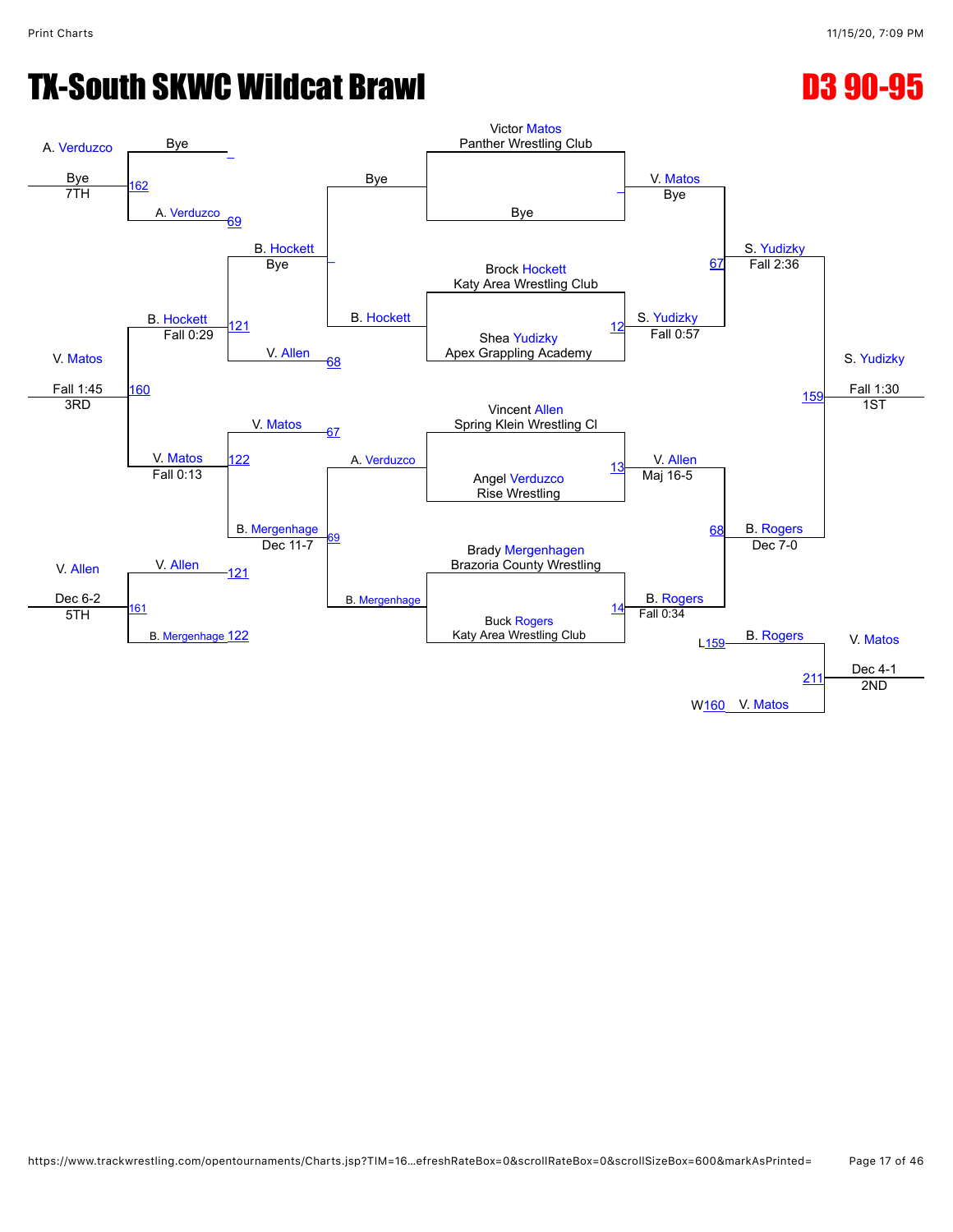# TX-South SKWC Wildcat Brawl

## D3 90-95

### Championship Bracket

| Match | Wrestler 1 | Wrestler 2 | Winner | Result |
| --- | --- | --- | --- | --- |
| 12 | Brock Hockett (Katy Area Wrestling Club) | Shea Yudizky (Apex Grappling Academy) | S. Yudizky | Fall 0:57 |
| 13 | Vincent Allen (Spring Klein Wrestling Cl) | Angel Verduzco (Rise Wrestling) | V. Allen | Maj 16-5 |
| 14 | Brady Mergenhagen (Brazoria County Wrestling) | Buck Rogers (Katy Area Wrestling Club) | B. Rogers | Fall 0:34 |
| — | Victor Matos (Panther Wrestling Club) | Bye | V. Matos | Bye |
| 67 | V. Matos | S. Yudizky | S. Yudizky | Fall 2:36 |
| 68 | V. Allen | B. Rogers | B. Rogers | Dec 7-0 |
| 159 | S. Yudizky | B. Rogers | S. Yudizky (1ST) | Fall 1:30 |

### Consolation Bracket

| Match | Wrestler 1 | Wrestler 2 | Winner | Result |
| --- | --- | --- | --- | --- |
| — | Bye | B. Hockett | B. Hockett | Bye |
| — | Bye | A. Verduzco | A. Verduzco | — |
| 69 | A. Verduzco | B. Mergenhage | B. Mergenhage | Dec 11-7 |
| 162 | Bye | A. Verduzco | A. Verduzco (7TH) | Bye |
| 121 | B. Hockett | V. Allen | B. Hockett | Fall 0:29 |
| 122 | V. Matos | B. Mergenhage | V. Matos | Fall 0:13 |
| 160 | B. Hockett | V. Matos | V. Matos (3RD) | Fall 1:45 |
| 161 | V. Allen | B. Mergenhage | V. Allen (5TH) | Dec 6-2 |
| 211 | B. Rogers (L159) | V. Matos (W160) | V. Matos (2ND) | Dec 4-1 |

### Final Placements

- 1ST: S. Yudizky
- 2ND: V. Matos
- 3RD: V. Matos
- 5TH: V. Allen
- 7TH: A. Verduzco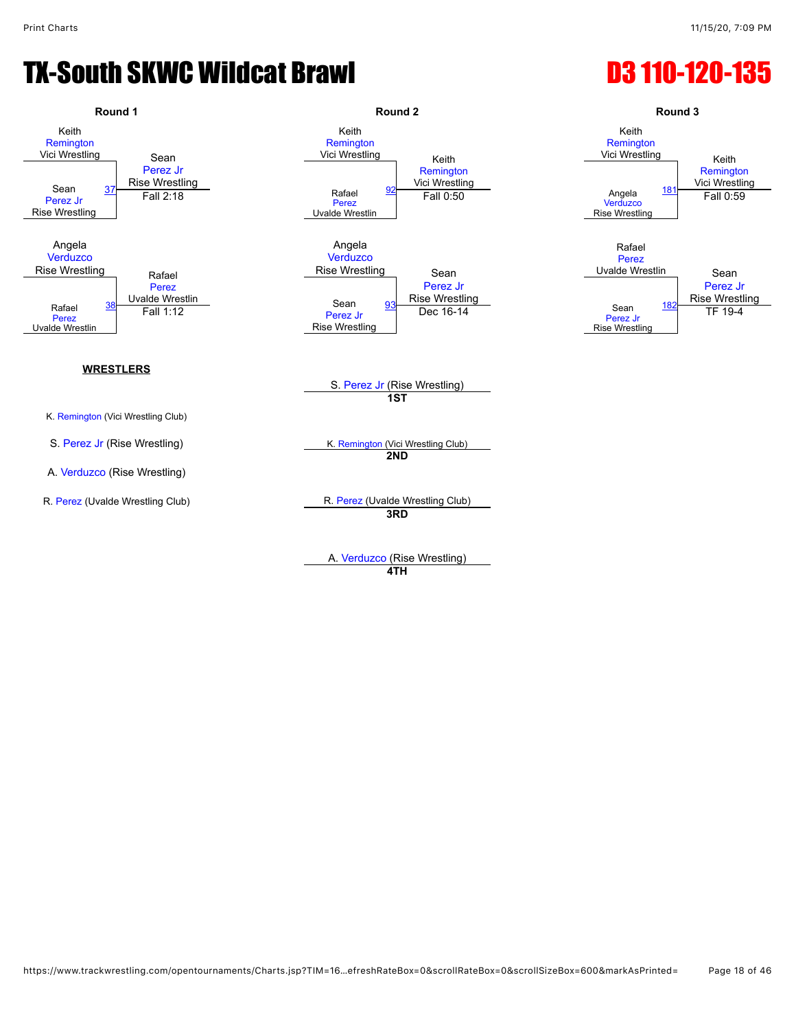# TX-South SKWC Wildcat Brawl

# D3 110-120-135

## Round 1

| Wrestler 1 | Wrestler 2 | Bout | Winner | Result |
|---|---|---|---|---|
| Keith Remington (Vici Wrestling) | Sean Perez Jr (Rise Wrestling) | 37 | Sean Perez Jr (Rise Wrestling) | Fall 2:18 |
| Angela Verduzco (Rise Wrestling) | Rafael Perez (Uvalde Wrestlin) | 38 | Rafael Perez (Uvalde Wrestlin) | Fall 1:12 |

## Round 2

| Wrestler 1 | Wrestler 2 | Bout | Winner | Result |
|---|---|---|---|---|
| Keith Remington (Vici Wrestling) | Rafael Perez (Uvalde Wrestlin) | 92 | Keith Remington (Vici Wrestling) | Fall 0:50 |
| Angela Verduzco (Rise Wrestling) | Sean Perez Jr (Rise Wrestling) | 93 | Sean Perez Jr (Rise Wrestling) | Dec 16-14 |

## Round 3

| Wrestler 1 | Wrestler 2 | Bout | Winner | Result |
|---|---|---|---|---|
| Keith Remington (Vici Wrestling) | Angela Verduzco (Rise Wrestling) | 181 | Keith Remington (Vici Wrestling) | Fall 0:59 |
| Rafael Perez (Uvalde Wrestlin) | Sean Perez Jr (Rise Wrestling) | 182 | Sean Perez Jr (Rise Wrestling) | TF 19-4 |

**WRESTLERS**

- K. Remington (Vici Wrestling Club)
- S. Perez Jr (Rise Wrestling)
- A. Verduzco (Rise Wrestling)
- R. Perez (Uvalde Wrestling Club)

**Placements**

- **1ST**: S. Perez Jr (Rise Wrestling)
- **2ND**: K. Remington (Vici Wrestling Club)
- **3RD**: R. Perez (Uvalde Wrestling Club)
- **4TH**: A. Verduzco (Rise Wrestling)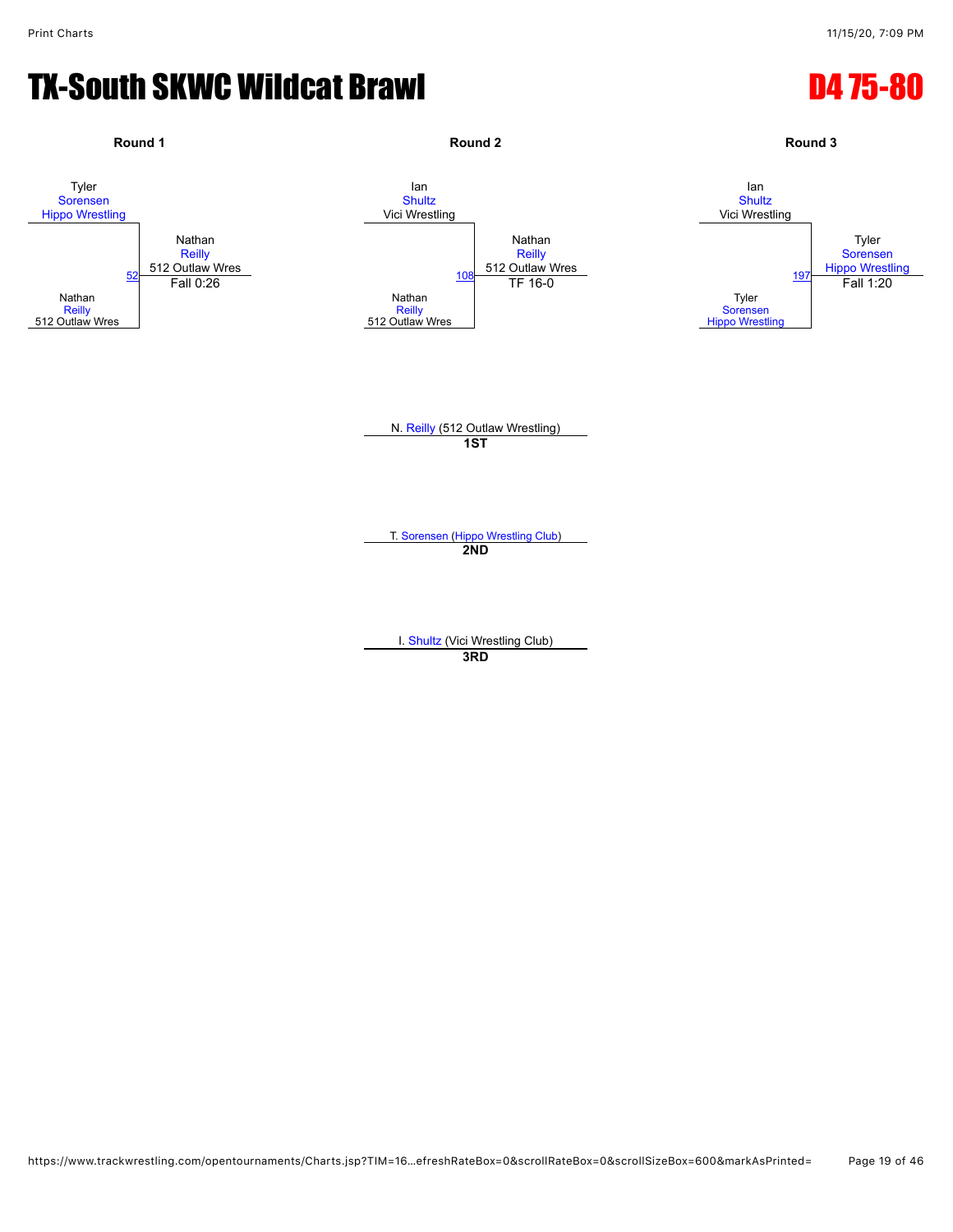# TX-South SKWC Wildcat Brawl

## D4 75-80

### Round 1

Tyler Sorensen, Hippo Wrestling
vs.
Nathan Reilly, 512 Outlaw Wres

Match 52 — Winner: Nathan Reilly, 512 Outlaw Wres — Fall 0:26

### Round 2

Ian Shultz, Vici Wrestling
vs.
Nathan Reilly, 512 Outlaw Wres

Match 108 — Winner: Nathan Reilly, 512 Outlaw Wres — TF 16-0

### Round 3

Ian Shultz, Vici Wrestling
vs.
Tyler Sorensen, Hippo Wrestling

Match 197 — Winner: Tyler Sorensen, Hippo Wrestling — Fall 1:20

### Placings

N. Reilly (512 Outlaw Wrestling)
**1ST**

T. Sorensen (Hippo Wrestling Club)
**2ND**

I. Shultz (Vici Wrestling Club)
**3RD**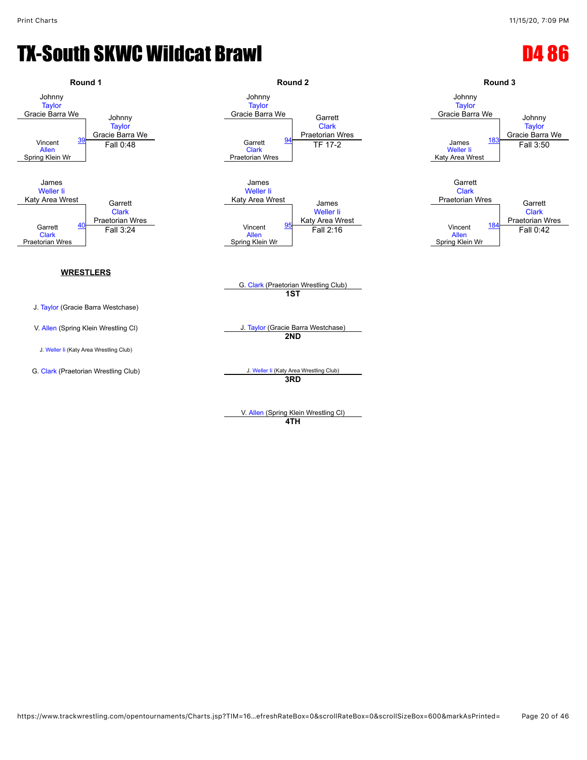# TX-South SKWC Wildcat Brawl

## D4 86

### Round 1

| Wrestler | Match | Winner | Result |
|---|---|---|---|
| Johnny Taylor (Gracie Barra We) vs Vincent Allen (Spring Klein Wr) | 39 | Johnny Taylor (Gracie Barra We) | Fall 0:48 |
| James Weller Ii (Katy Area Wrest) vs Garrett Clark (Praetorian Wres) | 40 | Garrett Clark (Praetorian Wres) | Fall 3:24 |

### Round 2

| Wrestler | Match | Winner | Result |
|---|---|---|---|
| Johnny Taylor (Gracie Barra We) vs Garrett Clark (Praetorian Wres) | 94 | Garrett Clark (Praetorian Wres) | TF 17-2 |
| James Weller Ii (Katy Area Wrest) vs Vincent Allen (Spring Klein Wr) | 95 | James Weller Ii (Katy Area Wrest) | Fall 2:16 |

### Round 3

| Wrestler | Match | Winner | Result |
|---|---|---|---|
| Johnny Taylor (Gracie Barra We) vs James Weller Ii (Katy Area Wrest) | 183 | Johnny Taylor (Gracie Barra We) | Fall 3:50 |
| Garrett Clark (Praetorian Wres) vs Vincent Allen (Spring Klein Wr) | 184 | Garrett Clark (Praetorian Wres) | Fall 0:42 |

### WRESTLERS

- J. Taylor (Gracie Barra Westchase)
- V. Allen (Spring Klein Wrestling Cl)
- J. Weller Ii (Katy Area Wrestling Club)
- G. Clark (Praetorian Wrestling Club)

### Placements

- **1ST**: G. Clark (Praetorian Wrestling Club)
- **2ND**: J. Taylor (Gracie Barra Westchase)
- **3RD**: J. Weller Ii (Katy Area Wrestling Club)
- **4TH**: V. Allen (Spring Klein Wrestling Cl)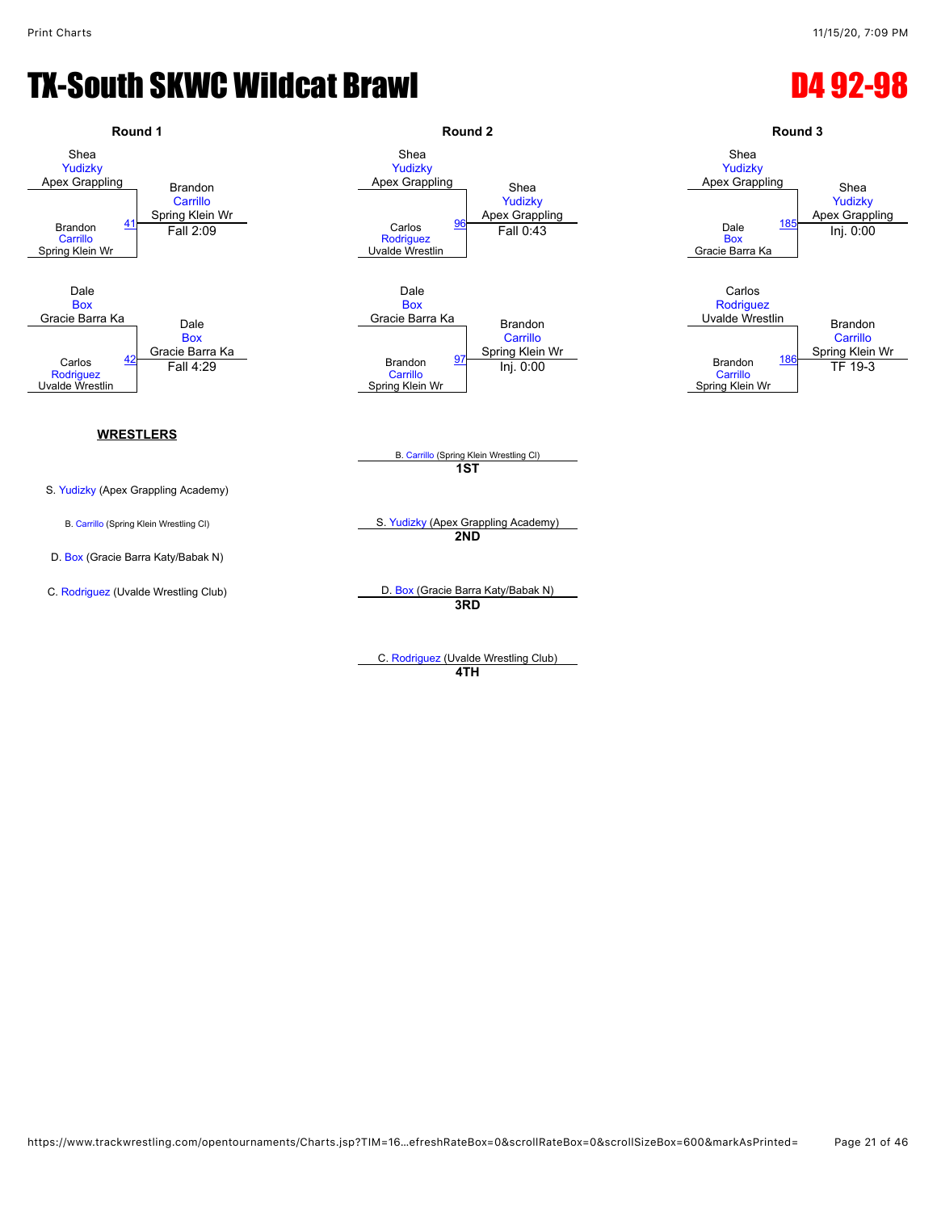# TX-South SKWC Wildcat Brawl

## D4 92-98

### Round 1

| Match | Wrestler 1 | Wrestler 2 | Winner | Result |
|---|---|---|---|---|
| 41 | Shea Yudizky (Apex Grappling) | Brandon Carrillo (Spring Klein Wr) | Brandon Carrillo (Spring Klein Wr) | Fall 2:09 |
| 42 | Dale Box (Gracie Barra Ka) | Carlos Rodriguez (Uvalde Wrestlin) | Dale Box (Gracie Barra Ka) | Fall 4:29 |

### Round 2

| Match | Wrestler 1 | Wrestler 2 | Winner | Result |
|---|---|---|---|---|
| 96 | Shea Yudizky (Apex Grappling) | Carlos Rodriguez (Uvalde Wrestlin) | Shea Yudizky (Apex Grappling) | Fall 0:43 |
| 97 | Dale Box (Gracie Barra Ka) | Brandon Carrillo (Spring Klein Wr) | Brandon Carrillo (Spring Klein Wr) | Inj. 0:00 |

### Round 3

| Match | Wrestler 1 | Wrestler 2 | Winner | Result |
|---|---|---|---|---|
| 185 | Shea Yudizky (Apex Grappling) | Dale Box (Gracie Barra Ka) | Shea Yudizky (Apex Grappling) | Inj. 0:00 |
| 186 | Carlos Rodriguez (Uvalde Wrestlin) | Brandon Carrillo (Spring Klein Wr) | Brandon Carrillo (Spring Klein Wr) | TF 19-3 |

### WRESTLERS

- S. Yudizky (Apex Grappling Academy)
- B. Carrillo (Spring Klein Wrestling Cl)
- D. Box (Gracie Barra Katy/Babak N)
- C. Rodriguez (Uvalde Wrestling Club)

### Placings

- **1ST**: B. Carrillo (Spring Klein Wrestling Cl)
- **2ND**: S. Yudizky (Apex Grappling Academy)
- **3RD**: D. Box (Gracie Barra Katy/Babak N)
- **4TH**: C. Rodriguez (Uvalde Wrestling Club)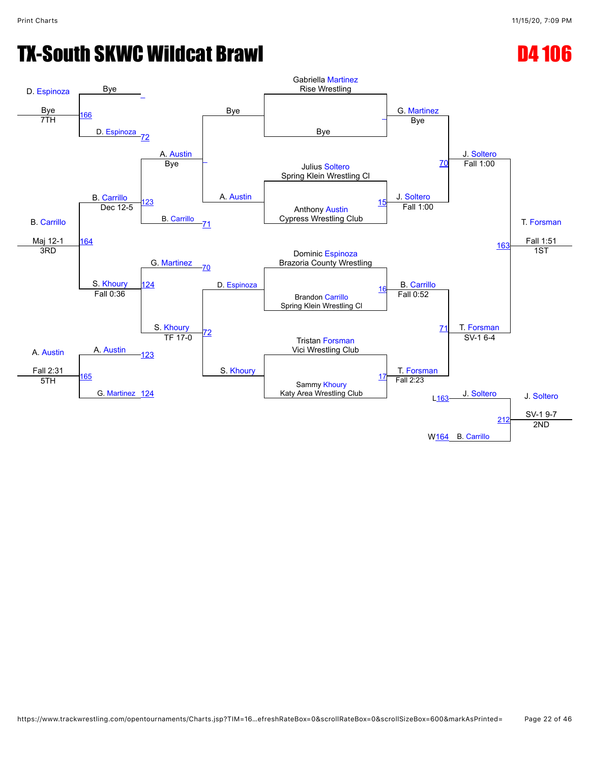# TX-South SKWC Wildcat Brawl

## D4 106

### Championship Bracket

**First Round**

- Gabriella Martinez (Rise Wrestling) vs Bye → G. Martinez (Bye)
- Julius Soltero (Spring Klein Wrestling Cl) vs Anthony Austin (Cypress Wrestling Club) → Match 15: J. Soltero (Fall 1:00)
- Dominic Espinoza (Brazoria County Wrestling) vs Brandon Carrillo (Spring Klein Wrestling Cl) → Match 16: B. Carrillo (Fall 0:52)
- Tristan Forsman (Vici Wrestling Club) vs Sammy Khoury (Katy Area Wrestling Club) → Match 17: T. Forsman (Fall 2:23)

**Semifinals**

- Match 70: G. Martinez vs J. Soltero → J. Soltero (Fall 1:00)
- Match 71: B. Carrillo vs T. Forsman → T. Forsman (SV-1 6-4)

**Final**

- Match 163: J. Soltero vs T. Forsman → T. Forsman (Fall 1:51) — 1ST

### Consolation Bracket

**Consolation Round 1**

- Bye vs A. Austin → A. Austin (Bye)
- D. Espinoza vs S. Khoury → Match 72: S. Khoury (TF 17-0)

**Consolation Round 2**

- Match 71: A. Austin vs B. Carrillo → Match 123: B. Carrillo (Dec 12-5)
- Match 70: G. Martinez vs S. Khoury → Match 124: S. Khoury (Fall 0:36)

**Consolation Semifinal**

- Match 164: B. Carrillo vs S. Khoury → B. Carrillo (Maj 12-1) — 3RD

**5th Place**

- Match 165: A. Austin (123) vs G. Martinez (124) → A. Austin (Fall 2:31) — 5TH

**7th Place**

- Match 166: Bye vs D. Espinoza (72) → D. Espinoza (Bye) — 7TH

**2nd Place**

- Match 212: J. Soltero (L163) vs B. Carrillo (W164) → J. Soltero (SV-1 9-7) — 2ND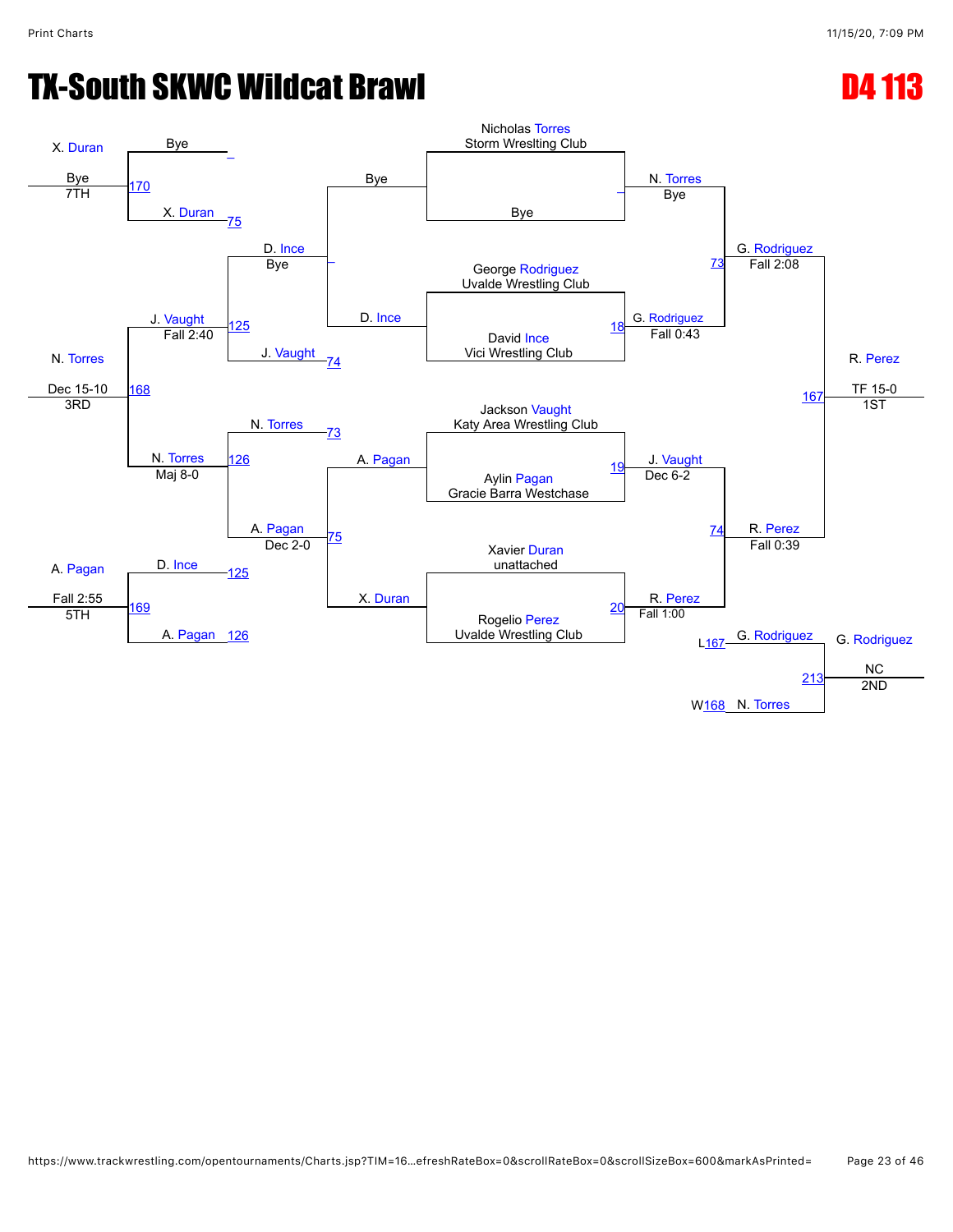# TX-South SKWC Wildcat Brawl

## D4 113

### Championship Bracket

**First Round**

- Nicholas Torres (Storm Wreslting Club) vs. Bye — N. Torres, Bye
- George Rodriguez (Uvalde Wrestling Club) vs. David Ince (Vici Wrestling Club) — Match 18: G. Rodriguez, Fall 0:43
- Jackson Vaught (Katy Area Wrestling Club) vs. Aylin Pagan (Gracie Barra Westchase) — Match 19: J. Vaught, Dec 6-2
- Xavier Duran (unattached) vs. Rogelio Perez (Uvalde Wrestling Club) — Match 20: R. Perez, Fall 1:00

**Semifinals**

- Match 73: N. Torres vs. G. Rodriguez — G. Rodriguez, Fall 2:08
- Match 74: J. Vaught vs. R. Perez — R. Perez, Fall 0:39

**Final**

- Match 167: G. Rodriguez vs. R. Perez — R. Perez, TF 15-0 — 1ST

### Consolation Bracket

- Bye vs. D. Ince — D. Ince, Bye
- A. Pagan vs. X. Duran — Match 75: A. Pagan, Dec 2-0
- Match 125: D. Ince vs. J. Vaught — J. Vaught, Fall 2:40
- Match 126: N. Torres vs. A. Pagan — N. Torres, Maj 8-0
- Match 168: J. Vaught vs. N. Torres — N. Torres, Dec 15-10 — 3RD
- Match 169: D. Ince vs. A. Pagan — A. Pagan, Fall 2:55 — 5TH
- Match 170: Bye vs. X. Duran — X. Duran, Bye — 7TH

### Second Place Match

- Match 213: G. Rodriguez (L167) vs. N. Torres (W168) — G. Rodriguez, NC — 2ND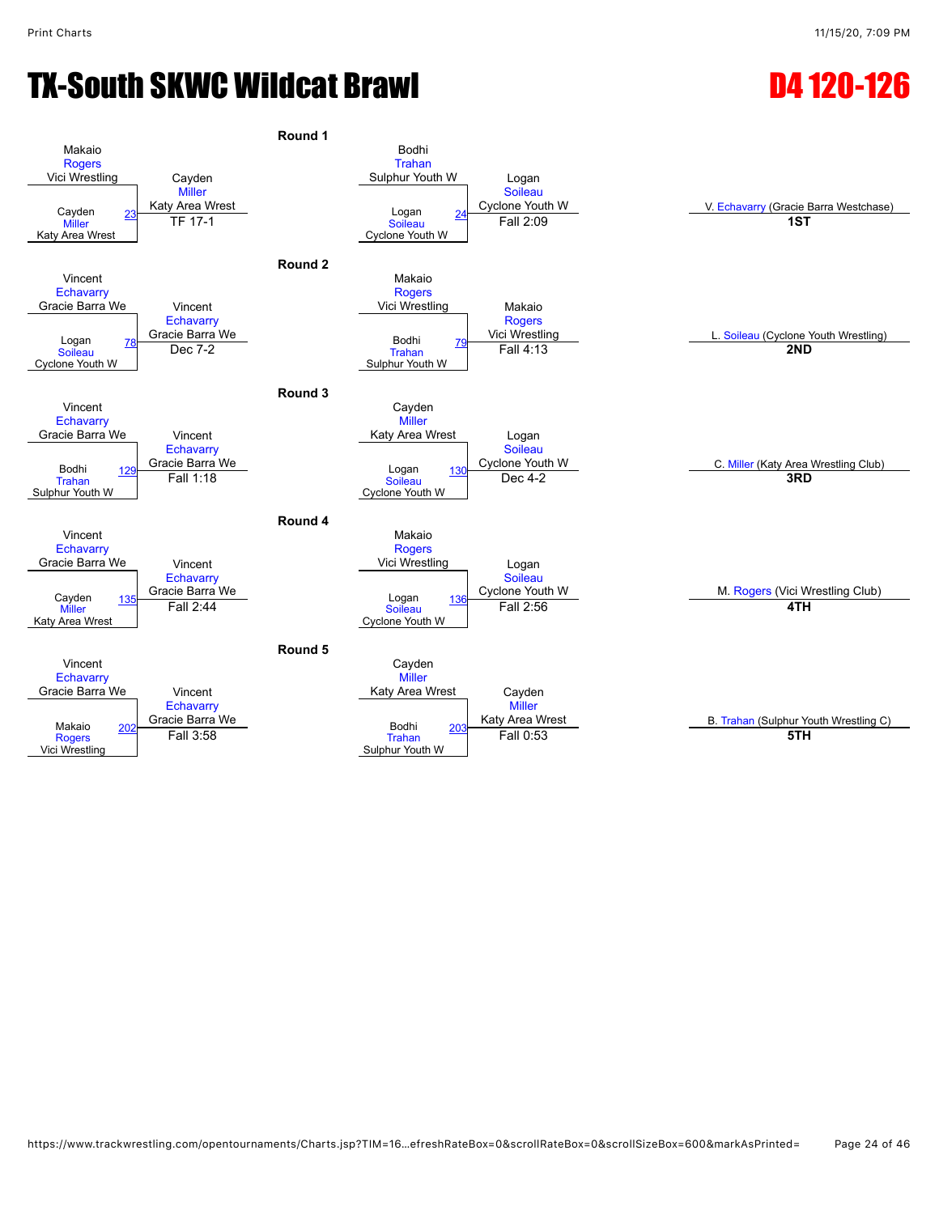# TX-South SKWC Wildcat Brawl

## D4 120-126

### Round 1

| Bout | Wrestler 1 | Wrestler 2 | Winner | Result |
|---|---|---|---|---|
| 23 | Makaio Rogers (Vici Wrestling) | Cayden Miller (Katy Area Wrest) | Cayden Miller (Katy Area Wrest) | TF 17-1 |
| 24 | Bodhi Trahan (Sulphur Youth W) | Logan Soileau (Cyclone Youth W) | Logan Soileau (Cyclone Youth W) | Fall 2:09 |

### Round 2

| Bout | Wrestler 1 | Wrestler 2 | Winner | Result |
|---|---|---|---|---|
| 78 | Vincent Echavarry (Gracie Barra We) | Logan Soileau (Cyclone Youth W) | Vincent Echavarry (Gracie Barra We) | Dec 7-2 |
| 79 | Makaio Rogers (Vici Wrestling) | Bodhi Trahan (Sulphur Youth W) | Makaio Rogers (Vici Wrestling) | Fall 4:13 |

### Round 3

| Bout | Wrestler 1 | Wrestler 2 | Winner | Result |
|---|---|---|---|---|
| 129 | Vincent Echavarry (Gracie Barra We) | Bodhi Trahan (Sulphur Youth W) | Vincent Echavarry (Gracie Barra We) | Fall 1:18 |
| 130 | Cayden Miller (Katy Area Wrest) | Logan Soileau (Cyclone Youth W) | Logan Soileau (Cyclone Youth W) | Dec 4-2 |

### Round 4

| Bout | Wrestler 1 | Wrestler 2 | Winner | Result |
|---|---|---|---|---|
| 135 | Vincent Echavarry (Gracie Barra We) | Cayden Miller (Katy Area Wrest) | Vincent Echavarry (Gracie Barra We) | Fall 2:44 |
| 136 | Makaio Rogers (Vici Wrestling) | Logan Soileau (Cyclone Youth W) | Logan Soileau (Cyclone Youth W) | Fall 2:56 |

### Round 5

| Bout | Wrestler 1 | Wrestler 2 | Winner | Result |
|---|---|---|---|---|
| 202 | Vincent Echavarry (Gracie Barra We) | Makaio Rogers (Vici Wrestling) | Vincent Echavarry (Gracie Barra We) | Fall 3:58 |
| 203 | Cayden Miller (Katy Area Wrest) | Bodhi Trahan (Sulphur Youth W) | Cayden Miller (Katy Area Wrest) | Fall 0:53 |

### Placings

| Place | Wrestler |
|---|---|
| **1ST** | V. Echavarry (Gracie Barra Westchase) |
| **2ND** | L. Soileau (Cyclone Youth Wrestling) |
| **3RD** | C. Miller (Katy Area Wrestling Club) |
| **4TH** | M. Rogers (Vici Wrestling Club) |
| **5TH** | B. Trahan (Sulphur Youth Wrestling C) |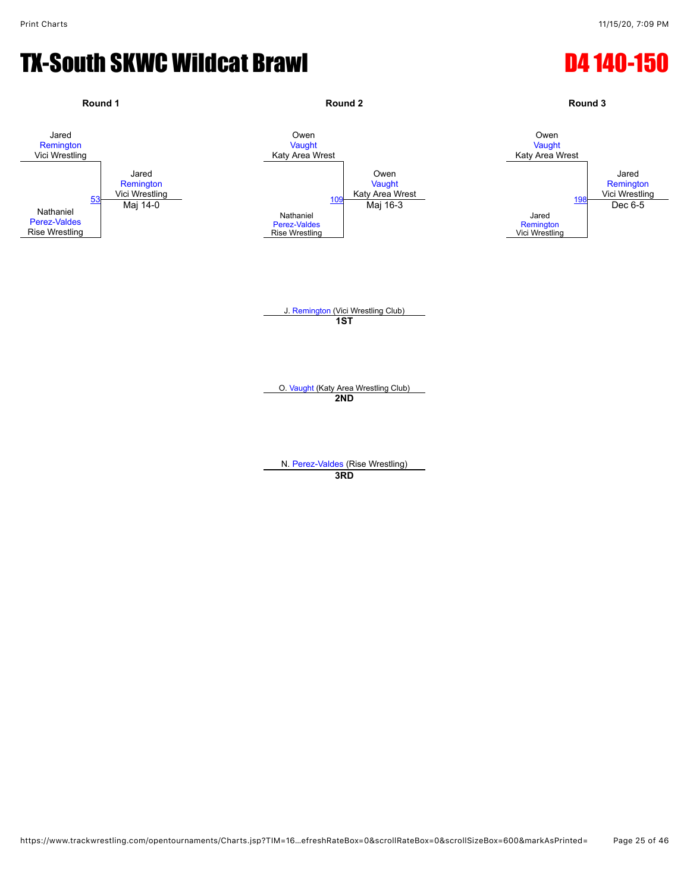# TX-South SKWC Wildcat Brawl

# D4 140-150

### Round 1

Jared
Remington
Vici Wrestling

53

Nathaniel
Perez-Valdes
Rise Wrestling

Jared
Remington
Vici Wrestling
Maj 14-0

### Round 2

Owen
Vaught
Katy Area Wrest

109

Nathaniel
Perez-Valdes
Rise Wrestling

Owen
Vaught
Katy Area Wrest
Maj 16-3

### Round 3

Owen
Vaught
Katy Area Wrest

198

Jared
Remington
Vici Wrestling

Jared
Remington
Vici Wrestling
Dec 6-5

J. Remington (Vici Wrestling Club)
**1ST**

O. Vaught (Katy Area Wrestling Club)
**2ND**

N. Perez-Valdes (Rise Wrestling)
**3RD**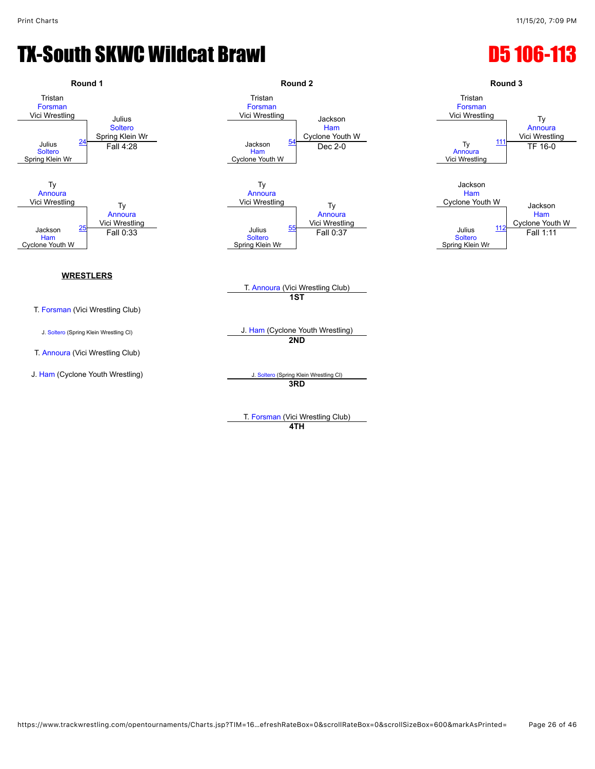# TX-South SKWC Wildcat Brawl

# D5 106-113

### Round 1

Match 24: Tristan Forsman (Vici Wrestling) vs Julius Soltero (Spring Klein Wr)
Winner: Julius Soltero (Spring Klein Wr) — Fall 4:28

Match 25: Ty Annoura (Vici Wrestling) vs Jackson Ham (Cyclone Youth W)
Winner: Ty Annoura (Vici Wrestling) — Fall 0:33

### Round 2

Match 54: Tristan Forsman (Vici Wrestling) vs Jackson Ham (Cyclone Youth W)
Winner: Jackson Ham (Cyclone Youth W) — Dec 2-0

Match 55: Ty Annoura (Vici Wrestling) vs Julius Soltero (Spring Klein Wr)
Winner: Ty Annoura (Vici Wrestling) — Fall 0:37

### Round 3

Match 111: Tristan Forsman (Vici Wrestling) vs Ty Annoura (Vici Wrestling)
Winner: Ty Annoura (Vici Wrestling) — TF 16-0

Match 112: Jackson Ham (Cyclone Youth W) vs Julius Soltero (Spring Klein Wr)
Winner: Jackson Ham (Cyclone Youth W) — Fall 1:11

**WRESTLERS**

T. Forsman (Vici Wrestling Club)

J. Soltero (Spring Klein Wrestling Cl)

T. Annoura (Vici Wrestling Club)

J. Ham (Cyclone Youth Wrestling)

**1ST** T. Annoura (Vici Wrestling Club)

**2ND** J. Ham (Cyclone Youth Wrestling)

**3RD** J. Soltero (Spring Klein Wrestling Cl)

**4TH** T. Forsman (Vici Wrestling Club)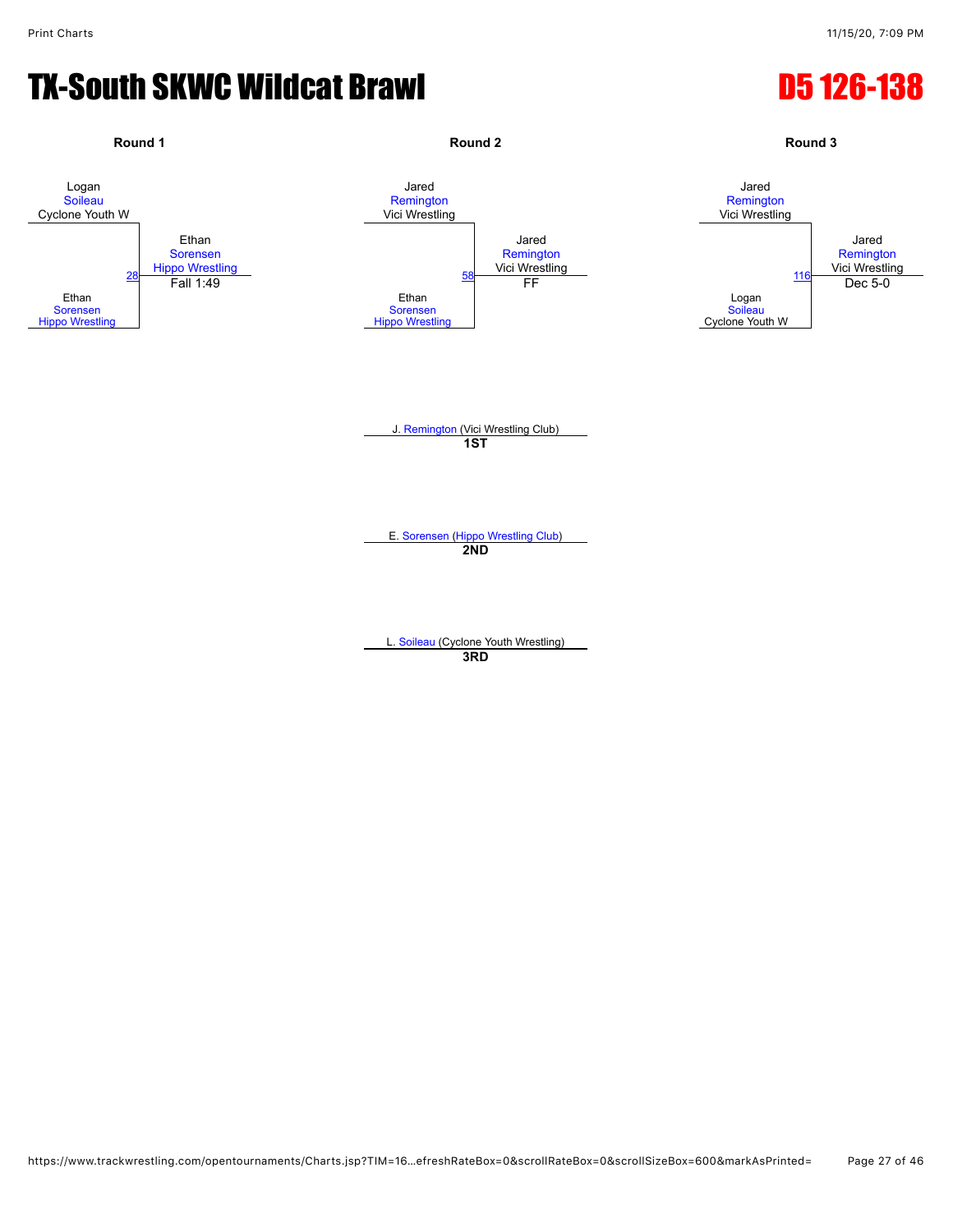# TX-South SKWC Wildcat Brawl

# D5 126-138

### Round 1

Logan Soileau (Cyclone Youth W)
vs.
Ethan Sorensen (Hippo Wrestling)

Match 28 — Winner: Ethan Sorensen (Hippo Wrestling) — Fall 1:49

### Round 2

Jared Remington (Vici Wrestling)
vs.
Ethan Sorensen (Hippo Wrestling)

Match 58 — Winner: Jared Remington (Vici Wrestling) — FF

### Round 3

Jared Remington (Vici Wrestling)
vs.
Logan Soileau (Cyclone Youth W)

Match 116 — Winner: Jared Remington (Vici Wrestling) — Dec 5-0

---

J. Remington (Vici Wrestling Club)
**1ST**

E. Sorensen (Hippo Wrestling Club)
**2ND**

L. Soileau (Cyclone Youth Wrestling)
**3RD**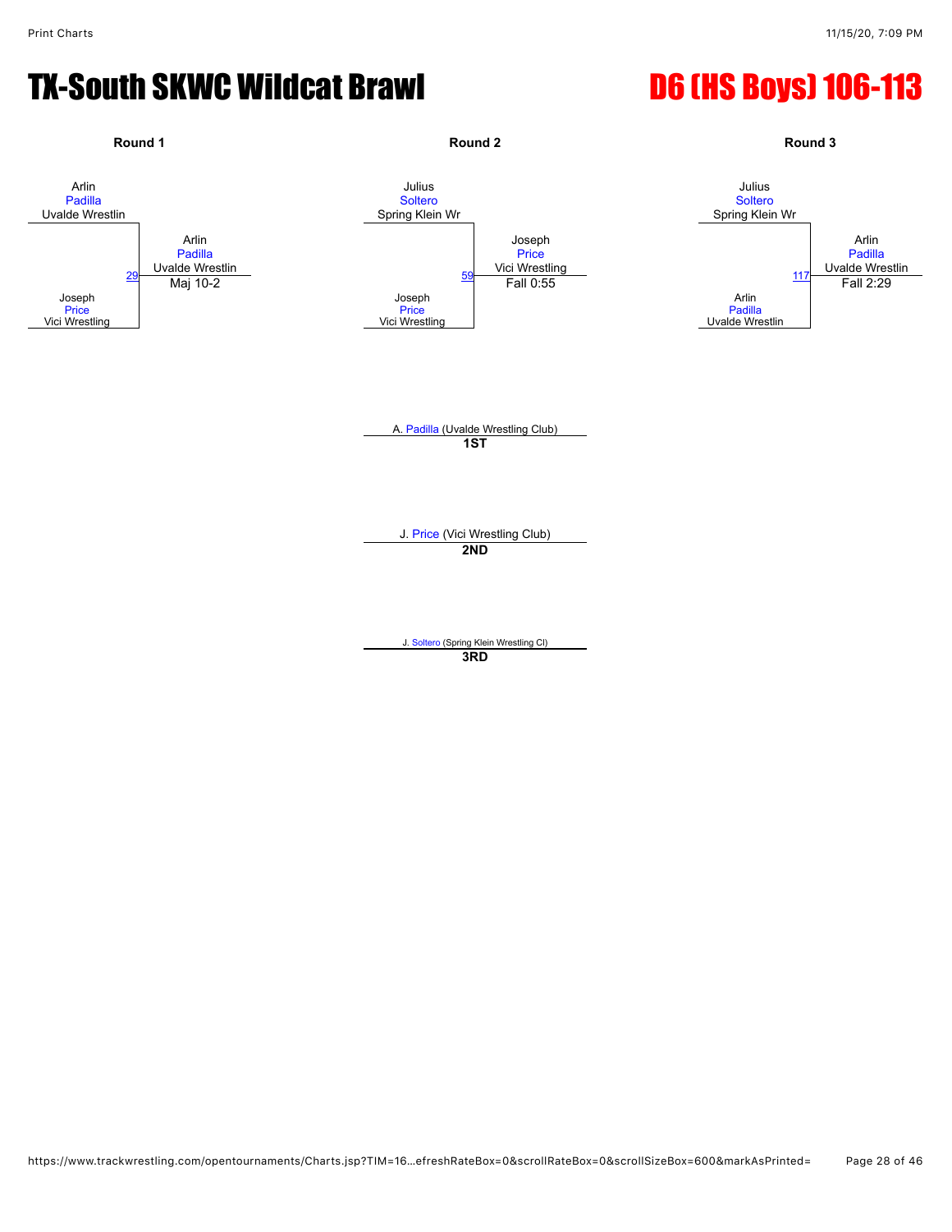# TX-South SKWC Wildcat Brawl

# D6 (HS Boys) 106-113

### Round 1

Arlin Padilla, Uvalde Wrestlin
vs.
Joseph Price, Vici Wrestling

Match 29 — Winner: Arlin Padilla, Uvalde Wrestlin — Maj 10-2

### Round 2

Julius Soltero, Spring Klein Wr
vs.
Joseph Price, Vici Wrestling

Match 59 — Winner: Joseph Price, Vici Wrestling — Fall 0:55

### Round 3

Julius Soltero, Spring Klein Wr
vs.
Arlin Padilla, Uvalde Wrestlin

Match 117 — Winner: Arlin Padilla, Uvalde Wrestlin — Fall 2:29

---

A. Padilla (Uvalde Wrestling Club)
**1ST**

J. Price (Vici Wrestling Club)
**2ND**

J. Soltero (Spring Klein Wrestling Cl)
**3RD**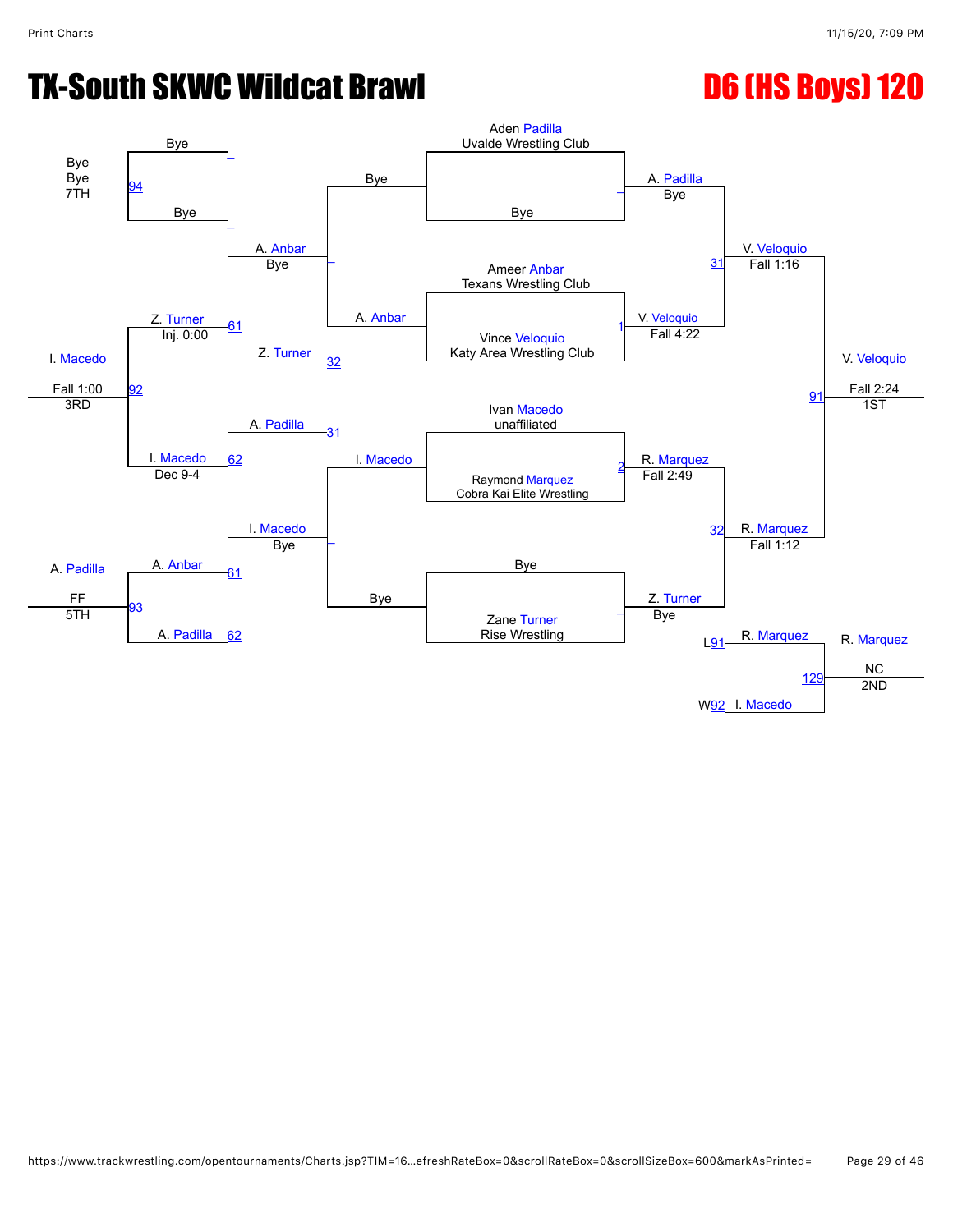# TX-South SKWC Wildcat Brawl

# D6 (HS Boys) 120

## Championship Bracket

**Round 1**

- Aden Padilla (Uvalde Wrestling Club) vs Bye — A. Padilla, Bye
- Ameer Anbar (Texans Wrestling Club) vs Vince Veloquio (Katy Area Wrestling Club) — Match 1: V. Veloquio, Fall 4:22
- Ivan Macedo (unaffiliated) vs Raymond Marquez (Cobra Kai Elite Wrestling) — Match 2: R. Marquez, Fall 2:49
- Bye vs Zane Turner (Rise Wrestling) — Z. Turner, Bye

**Semifinals**

- A. Padilla vs V. Veloquio — Match 31: V. Veloquio, Fall 1:16
- R. Marquez vs Z. Turner — Match 32: R. Marquez, Fall 1:12

**Final**

- V. Veloquio vs R. Marquez — Match 91: V. Veloquio, Fall 2:24 — **1ST**

## Consolation Bracket

- Bye vs A. Anbar — A. Anbar, Bye
- I. Macedo vs Bye — I. Macedo, Bye
- A. Anbar vs Z. Turner (L32) — Match 61: Z. Turner, Inj. 0:00
- A. Padilla (L31) vs I. Macedo — Match 62: I. Macedo, Dec 9-4
- Z. Turner vs I. Macedo — Match 92: I. Macedo, Fall 1:00 — **3RD**
- A. Anbar (L61) vs A. Padilla (L62) — Match 93: A. Padilla, FF — **5TH**
- Bye vs Bye — Match 94: Bye — **7TH**

## Second Place Match

- R. Marquez (L91) vs I. Macedo (W92) — Match 129: R. Marquez, NC — **2ND**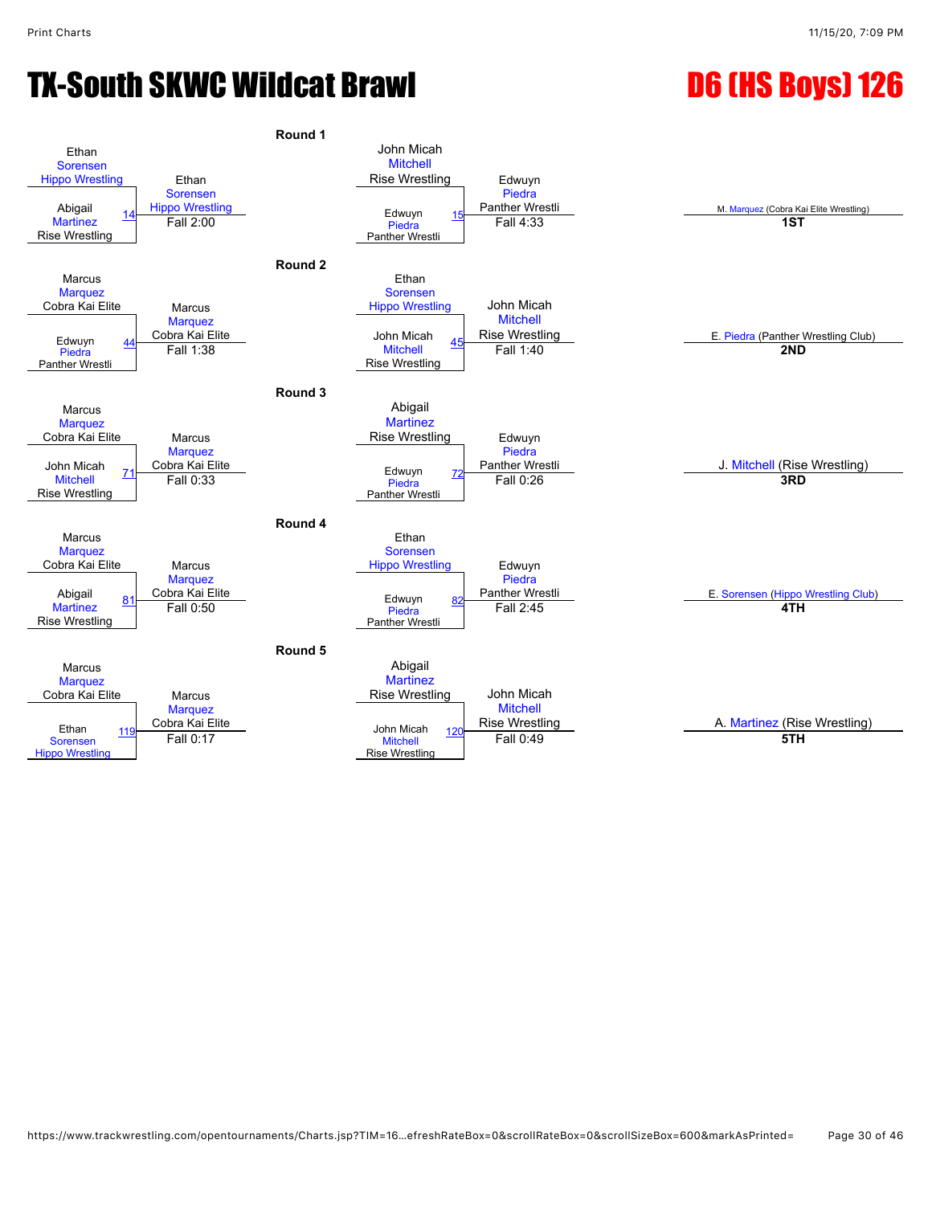# TX-South SKWC Wildcat Brawl

## D6 (HS Boys) 126

### Round 1

| Match | Wrestler 1 | Wrestler 2 | Winner | Result |
|---|---|---|---|---|
| 14 | Ethan Sorensen (Hippo Wrestling) | Abigail Martinez (Rise Wrestling) | Ethan Sorensen (Hippo Wrestling) | Fall 2:00 |
| 15 | John Micah Mitchell (Rise Wrestling) | Edwuyn Piedra (Panther Wrestli) | Edwuyn Piedra (Panther Wrestli) | Fall 4:33 |

### Round 2

| Match | Wrestler 1 | Wrestler 2 | Winner | Result |
|---|---|---|---|---|
| 44 | Marcus Marquez (Cobra Kai Elite) | Edwuyn Piedra (Panther Wrestli) | Marcus Marquez (Cobra Kai Elite) | Fall 1:38 |
| 45 | Ethan Sorensen (Hippo Wrestling) | John Micah Mitchell (Rise Wrestling) | John Micah Mitchell (Rise Wrestling) | Fall 1:40 |

### Round 3

| Match | Wrestler 1 | Wrestler 2 | Winner | Result |
|---|---|---|---|---|
| 71 | Marcus Marquez (Cobra Kai Elite) | John Micah Mitchell (Rise Wrestling) | Marcus Marquez (Cobra Kai Elite) | Fall 0:33 |
| 72 | Abigail Martinez (Rise Wrestling) | Edwuyn Piedra (Panther Wrestli) | Edwuyn Piedra (Panther Wrestli) | Fall 0:26 |

### Round 4

| Match | Wrestler 1 | Wrestler 2 | Winner | Result |
|---|---|---|---|---|
| 81 | Marcus Marquez (Cobra Kai Elite) | Abigail Martinez (Rise Wrestling) | Marcus Marquez (Cobra Kai Elite) | Fall 0:50 |
| 82 | Ethan Sorensen (Hippo Wrestling) | Edwuyn Piedra (Panther Wrestli) | Edwuyn Piedra (Panther Wrestli) | Fall 2:45 |

### Round 5

| Match | Wrestler 1 | Wrestler 2 | Winner | Result |
|---|---|---|---|---|
| 119 | Marcus Marquez (Cobra Kai Elite) | Ethan Sorensen (Hippo Wrestling) | Marcus Marquez (Cobra Kai Elite) | Fall 0:17 |
| 120 | Abigail Martinez (Rise Wrestling) | John Micah Mitchell (Rise Wrestling) | John Micah Mitchell (Rise Wrestling) | Fall 0:49 |

### Placings

| Place | Wrestler |
|---|---|
| 1ST | M. Marquez (Cobra Kai Elite Wrestling) |
| 2ND | E. Piedra (Panther Wrestling Club) |
| 3RD | J. Mitchell (Rise Wrestling) |
| 4TH | E. Sorensen (Hippo Wrestling Club) |
| 5TH | A. Martinez (Rise Wrestling) |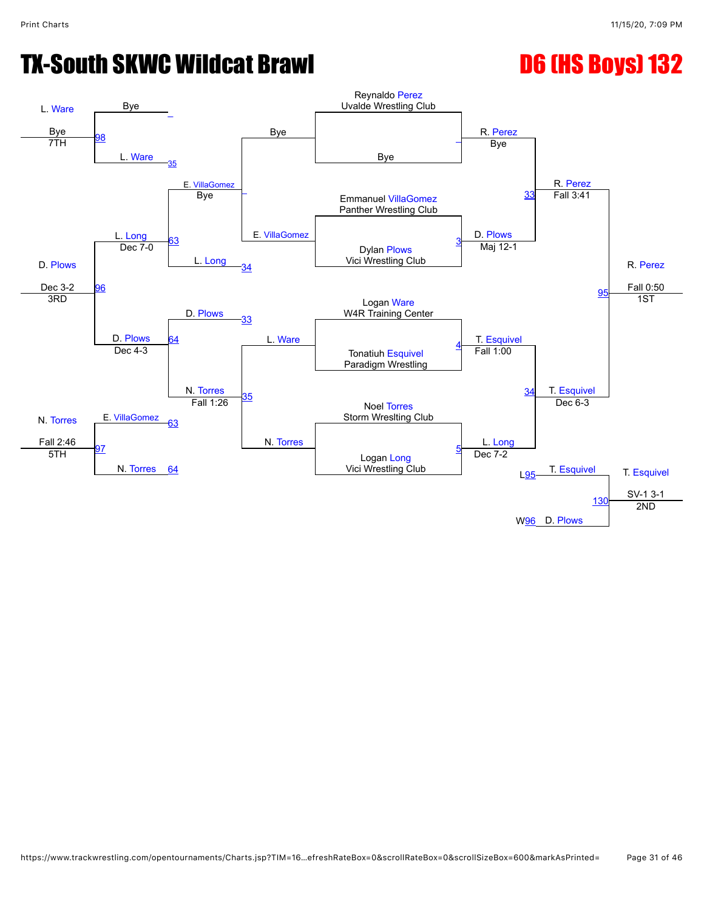# TX-South SKWC Wildcat Brawl

# D6 (HS Boys) 132

## Championship Bracket

**First Round**

- Reynaldo Perez (Uvalde Wrestling Club) vs. Bye → R. Perez, Bye
- Emmanuel VillaGomez (Panther Wrestling Club) vs. Dylan Plows (Vici Wrestling Club) — Match 3 → D. Plows, Maj 12-1
- Logan Ware (W4R Training Center) vs. Tonatiuh Esquivel (Paradigm Wrestling) — Match 4 → T. Esquivel, Fall 1:00
- Noel Torres (Storm Wreslting Club) vs. Logan Long (Vici Wrestling Club) — Match 5 → L. Long, Dec 7-2

**Semifinals**

- R. Perez vs. D. Plows — Match 33 → R. Perez, Fall 3:41
- T. Esquivel vs. L. Long — Match 34 → T. Esquivel, Dec 6-3

**Final**

- R. Perez vs. T. Esquivel — Match 95 → R. Perez, Fall 0:50 — 1ST

## Consolation Bracket

**Consolation Round 1**

- Bye vs. E. VillaGomez → E. VillaGomez
- L. Ware vs. N. Torres — Match 35 → N. Torres

**Consolation Round 2**

- Bye vs. L. Ware (L35) → L. Ware, Bye
- E. VillaGomez, Bye vs. L. Long (L34) — Match 63 → L. Long, Dec 7-0
- D. Plows (L33) vs. N. Torres, Fall 1:26 — Match 64 → D. Plows, Dec 4-3
- E. VillaGomez (L63) vs. N. Torres (L64) — Match 97 → N. Torres, Fall 2:46 — 5TH

**Consolation Semifinal / Placement**

- L. Ware, Bye — Match 98 → L. Ware, Bye — 7TH
- L. Long vs. D. Plows — Match 96 → D. Plows, Dec 3-2 — 3RD

**Second Place Match**

- T. Esquivel (L95) vs. D. Plows (W96) — Match 130 → T. Esquivel, SV-1 3-1 — 2ND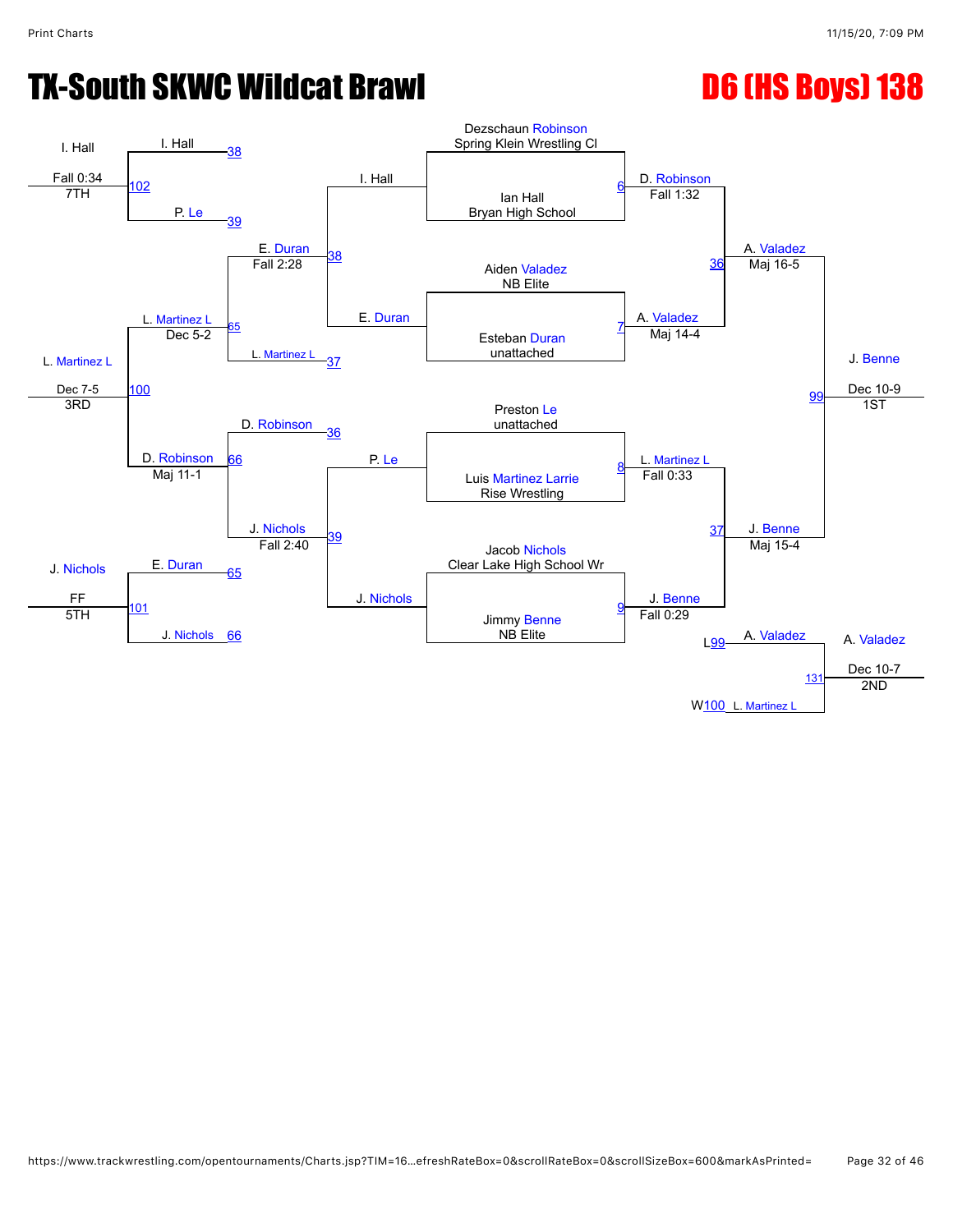# TX-South SKWC Wildcat Brawl

## D6 (HS Boys) 138

### Championship Bracket

**First Round**

- Match 6: Dezschaun Robinson (Spring Klein Wrestling Cl) vs. Ian Hall (Bryan High School) — D. Robinson, Fall 1:32
- Match 7: Aiden Valadez (NB Elite) vs. Esteban Duran (unattached) — A. Valadez, Maj 14-4
- Match 8: Preston Le (unattached) vs. Luis Martinez Larrie (Rise Wrestling) — L. Martinez L, Fall 0:33
- Match 9: Jacob Nichols (Clear Lake High School Wr) vs. Jimmy Benne (NB Elite) — J. Benne, Fall 0:29

**Semifinals**

- Match 36: D. Robinson vs. A. Valadez — A. Valadez, Maj 16-5
- Match 37: L. Martinez L vs. J. Benne — J. Benne, Maj 15-4

**Final**

- Match 99: A. Valadez vs. J. Benne — J. Benne, Dec 10-9 — **1ST**

### Consolation Bracket

**Consolation Round 1**

- Match 38: I. Hall vs. E. Duran — E. Duran, Fall 2:28
- Match 39: P. Le vs. J. Nichols — J. Nichols, Fall 2:40

**Consolation Round 2**

- Match 36 (L): D. Robinson
- Match 37 (L): L. Martinez L
- Match 65: E. Duran vs. L. Martinez L — L. Martinez L, Dec 5-2
- Match 66: D. Robinson vs. J. Nichols — D. Robinson, Maj 11-1

**Placement Matches**

- Match 100 (3rd/4th): L. Martinez L vs. D. Robinson — L. Martinez L, Dec 7-5 — **3RD**
- Match 101 (5th/6th): E. Duran vs. J. Nichols — J. Nichols, FF — **5TH**
- Match 102 (7th/8th): I. Hall vs. P. Le — I. Hall, Fall 0:34 — **7TH**
- Match 131 (2nd): L99 A. Valadez vs. W100 L. Martinez L — A. Valadez, Dec 10-7 — **2ND**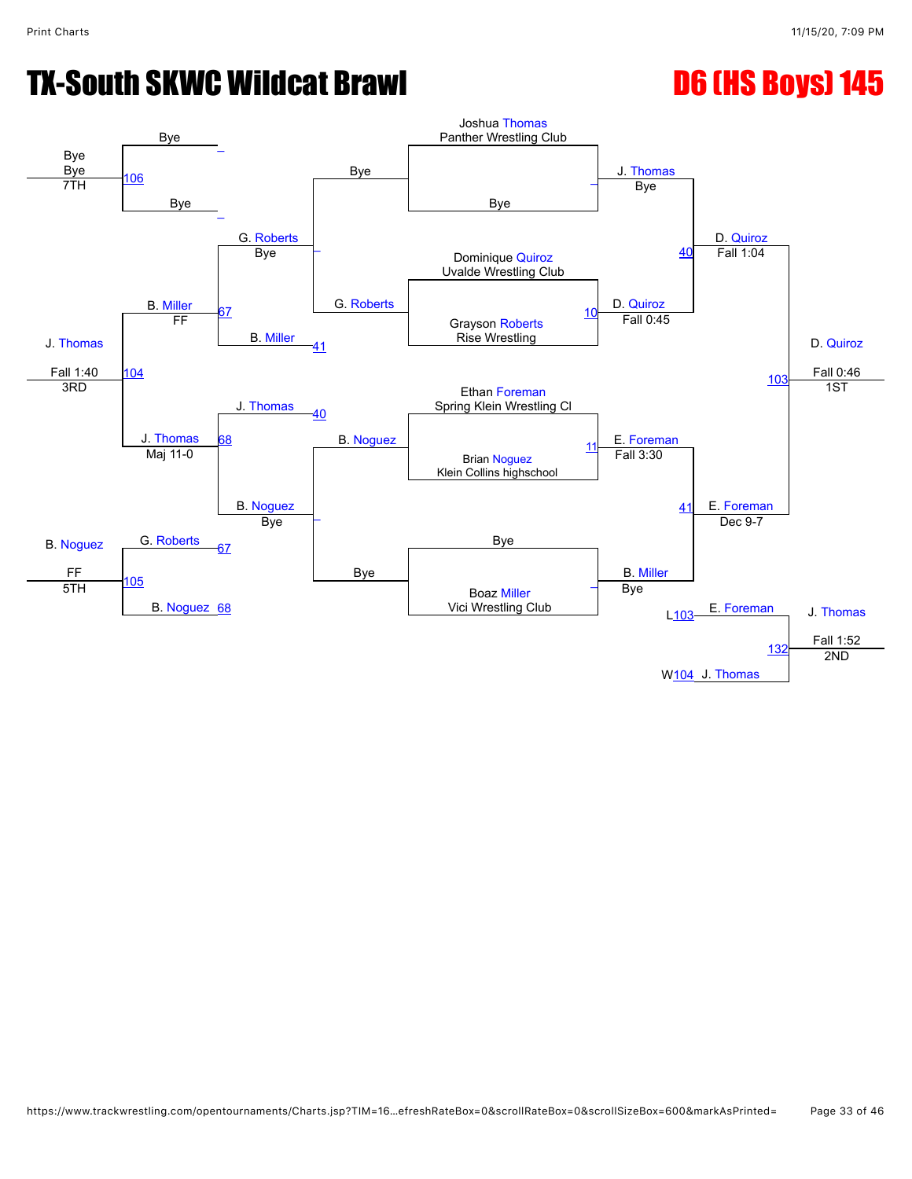# TX-South SKWC Wildcat Brawl

# D6 (HS Boys) 145

## Championship Bracket

**First Round**

- Joshua Thomas (Panther Wrestling Club) vs. Bye — J. Thomas, Bye
- Dominique Quiroz (Uvalde Wrestling Club) vs. Grayson Roberts (Rise Wrestling) — Match 10: D. Quiroz, Fall 0:45
- Ethan Foreman (Spring Klein Wrestling Cl) vs. Brian Noguez (Klein Collins highschool) — Match 11: E. Foreman, Fall 3:30
- Bye vs. Boaz Miller (Vici Wrestling Club) — B. Miller, Bye

**Semifinals**

- Match 40: J. Thomas vs. D. Quiroz — D. Quiroz, Fall 1:04
- Match 41: E. Foreman vs. B. Miller — E. Foreman, Dec 9-7

**Final**

- Match 103: D. Quiroz vs. E. Foreman — D. Quiroz, Fall 0:46 — 1ST

## Consolation Bracket

- Bye vs. G. Roberts — G. Roberts, Bye
- B. Miller (L41) vs. G. Roberts — Match 67: B. Miller, FF
- Bye vs. B. Noguez — B. Noguez, Bye
- J. Thomas (L40) vs. B. Noguez — Match 68: J. Thomas, Maj 11-0
- Match 104: B. Miller vs. J. Thomas — J. Thomas, Fall 1:40 — 3RD
- Match 105: G. Roberts (L67) vs. B. Noguez (L68) — B. Noguez, FF — 5TH
- Match 106: Bye vs. Bye — Bye — 7TH

## Second Place Match

- Match 132: E. Foreman (L103) vs. J. Thomas (W104) — J. Thomas, Fall 1:52 — 2ND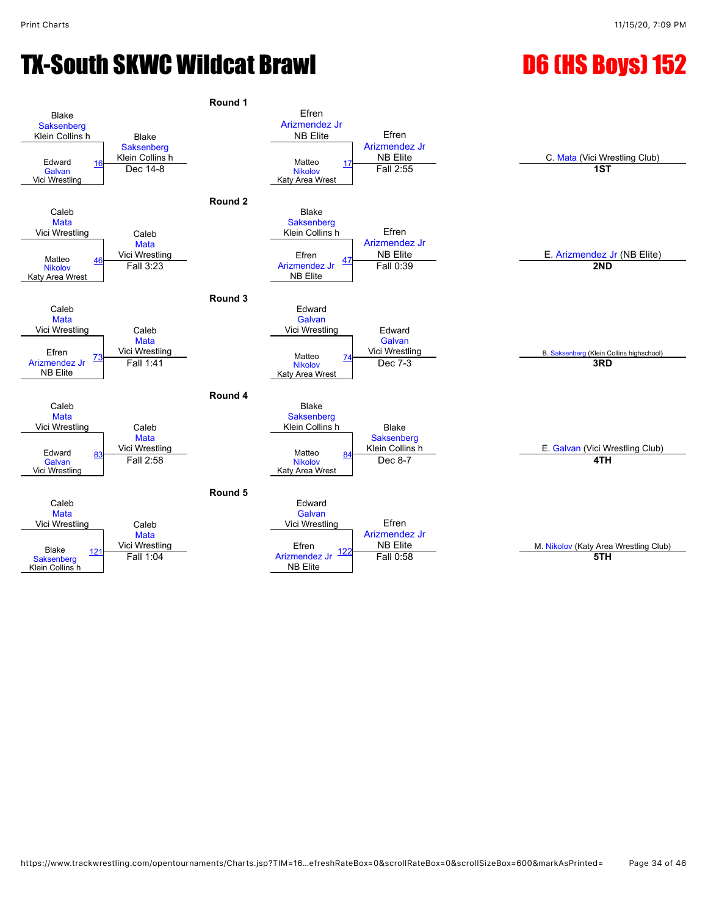# TX-South SKWC Wildcat Brawl

## D6 (HS Boys) 152

### Round 1

| Match | Wrestler 1 | Wrestler 2 | Winner | Result |
|---|---|---|---|---|
| 16 | Blake Saksenberg (Klein Collins h) | Edward Galvan (Vici Wrestling) | Blake Saksenberg (Klein Collins h) | Dec 14-8 |
| 17 | Efren Arizmendez Jr (NB Elite) | Matteo Nikolov (Katy Area Wrest) | Efren Arizmendez Jr (NB Elite) | Fall 2:55 |

### Round 2

| Match | Wrestler 1 | Wrestler 2 | Winner | Result |
|---|---|---|---|---|
| 46 | Caleb Mata (Vici Wrestling) | Matteo Nikolov (Katy Area Wrest) | Caleb Mata (Vici Wrestling) | Fall 3:23 |
| 47 | Blake Saksenberg (Klein Collins h) | Efren Arizmendez Jr (NB Elite) | Efren Arizmendez Jr (NB Elite) | Fall 0:39 |

### Round 3

| Match | Wrestler 1 | Wrestler 2 | Winner | Result |
|---|---|---|---|---|
| 73 | Caleb Mata (Vici Wrestling) | Efren Arizmendez Jr (NB Elite) | Caleb Mata (Vici Wrestling) | Fall 1:41 |
| 74 | Edward Galvan (Vici Wrestling) | Matteo Nikolov (Katy Area Wrest) | Edward Galvan (Vici Wrestling) | Dec 7-3 |

### Round 4

| Match | Wrestler 1 | Wrestler 2 | Winner | Result |
|---|---|---|---|---|
| 83 | Caleb Mata (Vici Wrestling) | Edward Galvan (Vici Wrestling) | Caleb Mata (Vici Wrestling) | Fall 2:58 |
| 84 | Blake Saksenberg (Klein Collins h) | Matteo Nikolov (Katy Area Wrest) | Blake Saksenberg (Klein Collins h) | Dec 8-7 |

### Round 5

| Match | Wrestler 1 | Wrestler 2 | Winner | Result |
|---|---|---|---|---|
| 121 | Caleb Mata (Vici Wrestling) | Blake Saksenberg (Klein Collins h) | Caleb Mata (Vici Wrestling) | Fall 1:04 |
| 122 | Edward Galvan (Vici Wrestling) | Efren Arizmendez Jr (NB Elite) | Efren Arizmendez Jr (NB Elite) | Fall 0:58 |

### Placements

| Place | Wrestler |
|---|---|
| 1ST | C. Mata (Vici Wrestling Club) |
| 2ND | E. Arizmendez Jr (NB Elite) |
| 3RD | B. Saksenberg (Klein Collins highschool) |
| 4TH | E. Galvan (Vici Wrestling Club) |
| 5TH | M. Nikolov (Katy Area Wrestling Club) |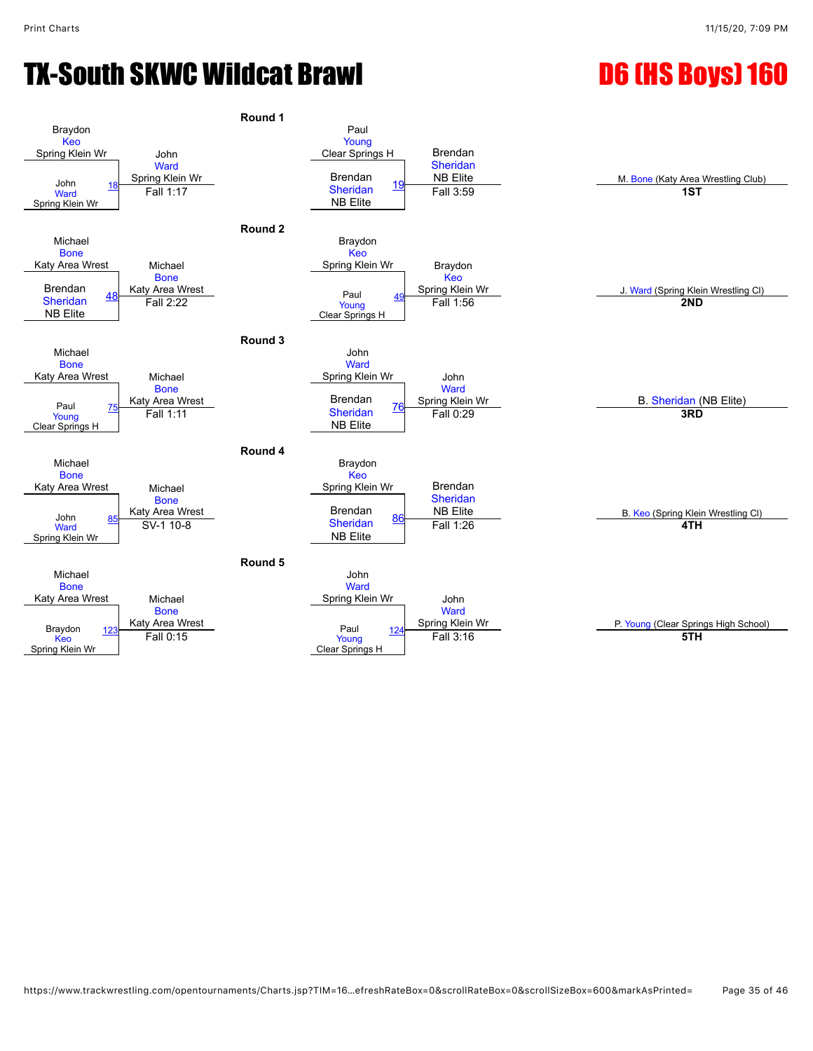# TX-South SKWC Wildcat Brawl

# D6 (HS Boys) 160

## Round 1

| Bout | Wrestler 1 | Wrestler 2 | Winner | Result |
|---|---|---|---|---|
| 18 | Braydon Keo (Spring Klein Wr) | John Ward (Spring Klein Wr) | John Ward (Spring Klein Wr) | Fall 1:17 |
| 19 | Paul Young (Clear Springs H) | Brendan Sheridan (NB Elite) | Brendan Sheridan (NB Elite) | Fall 3:59 |

## Round 2

| Bout | Wrestler 1 | Wrestler 2 | Winner | Result |
|---|---|---|---|---|
| 48 | Michael Bone (Katy Area Wrest) | Brendan Sheridan (NB Elite) | Michael Bone (Katy Area Wrest) | Fall 2:22 |
| 49 | Braydon Keo (Spring Klein Wr) | Paul Young (Clear Springs H) | Braydon Keo (Spring Klein Wr) | Fall 1:56 |

## Round 3

| Bout | Wrestler 1 | Wrestler 2 | Winner | Result |
|---|---|---|---|---|
| 75 | Michael Bone (Katy Area Wrest) | Paul Young (Clear Springs H) | Michael Bone (Katy Area Wrest) | Fall 1:11 |
| 76 | John Ward (Spring Klein Wr) | Brendan Sheridan (NB Elite) | John Ward (Spring Klein Wr) | Fall 0:29 |

## Round 4

| Bout | Wrestler 1 | Wrestler 2 | Winner | Result |
|---|---|---|---|---|
| 85 | Michael Bone (Katy Area Wrest) | John Ward (Spring Klein Wr) | Michael Bone (Katy Area Wrest) | SV-1 10-8 |
| 86 | Braydon Keo (Spring Klein Wr) | Brendan Sheridan (NB Elite) | Brendan Sheridan (NB Elite) | Fall 1:26 |

## Round 5

| Bout | Wrestler 1 | Wrestler 2 | Winner | Result |
|---|---|---|---|---|
| 123 | Michael Bone (Katy Area Wrest) | Braydon Keo (Spring Klein Wr) | Michael Bone (Katy Area Wrest) | Fall 0:15 |
| 124 | John Ward (Spring Klein Wr) | Paul Young (Clear Springs H) | John Ward (Spring Klein Wr) | Fall 3:16 |

## Placements

| Place | Wrestler |
|---|---|
| 1ST | M. Bone (Katy Area Wrestling Club) |
| 2ND | J. Ward (Spring Klein Wrestling Cl) |
| 3RD | B. Sheridan (NB Elite) |
| 4TH | B. Keo (Spring Klein Wrestling Cl) |
| 5TH | P. Young (Clear Springs High School) |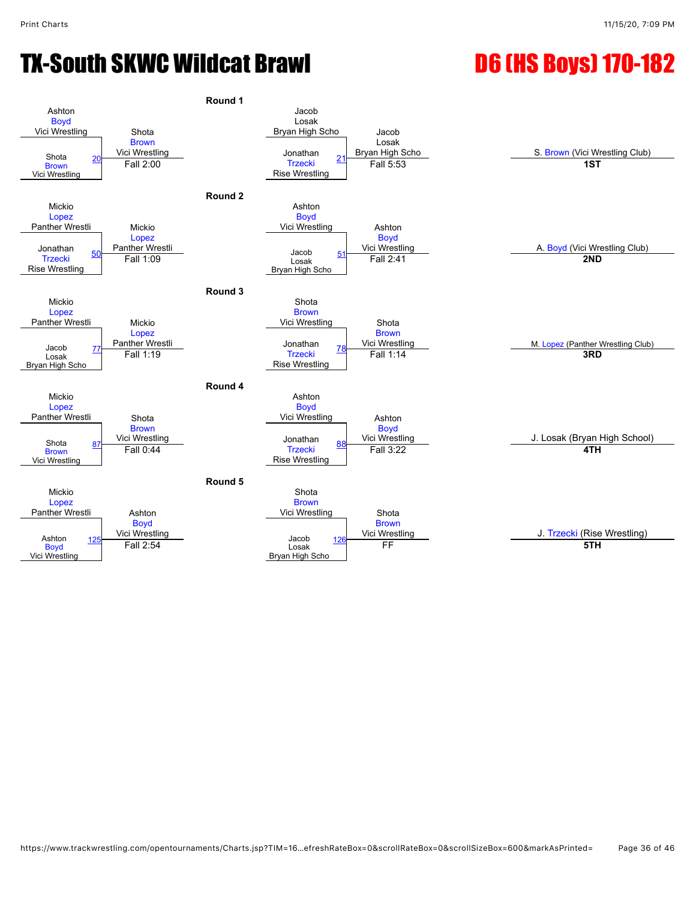# TX-South SKWC Wildcat Brawl

# D6 (HS Boys) 170-182

## Round 1

| Wrestler 1 | Wrestler 2 | Bout | Winner | Result |
|---|---|---|---|---|
| Ashton Boyd (Vici Wrestling) | Shota Brown (Vici Wrestling) | 20 | Shota Brown (Vici Wrestling) | Fall 2:00 |
| Jacob Losak (Bryan High Scho) | Jonathan Trzecki (Rise Wrestling) | 21 | Jacob Losak (Bryan High Scho) | Fall 5:53 |

## Round 2

| Wrestler 1 | Wrestler 2 | Bout | Winner | Result |
|---|---|---|---|---|
| Mickio Lopez (Panther Wrestli) | Jonathan Trzecki (Rise Wrestling) | 50 | Mickio Lopez (Panther Wrestli) | Fall 1:09 |
| Ashton Boyd (Vici Wrestling) | Jacob Losak (Bryan High Scho) | 51 | Ashton Boyd (Vici Wrestling) | Fall 2:41 |

## Round 3

| Wrestler 1 | Wrestler 2 | Bout | Winner | Result |
|---|---|---|---|---|
| Mickio Lopez (Panther Wrestli) | Jacob Losak (Bryan High Scho) | 77 | Mickio Lopez (Panther Wrestli) | Fall 1:19 |
| Shota Brown (Vici Wrestling) | Jonathan Trzecki (Rise Wrestling) | 78 | Shota Brown (Vici Wrestling) | Fall 1:14 |

## Round 4

| Wrestler 1 | Wrestler 2 | Bout | Winner | Result |
|---|---|---|---|---|
| Mickio Lopez (Panther Wrestli) | Shota Brown (Vici Wrestling) | 87 | Shota Brown (Vici Wrestling) | Fall 0:44 |
| Ashton Boyd (Vici Wrestling) | Jonathan Trzecki (Rise Wrestling) | 88 | Ashton Boyd (Vici Wrestling) | Fall 3:22 |

## Round 5

| Wrestler 1 | Wrestler 2 | Bout | Winner | Result |
|---|---|---|---|---|
| Mickio Lopez (Panther Wrestli) | Ashton Boyd (Vici Wrestling) | 125 | Ashton Boyd (Vici Wrestling) | Fall 2:54 |
| Shota Brown (Vici Wrestling) | Jacob Losak (Bryan High Scho) | 126 | Shota Brown (Vici Wrestling) | FF |

## Placements

| Place | Wrestler |
|---|---|
| 1ST | S. Brown (Vici Wrestling Club) |
| 2ND | A. Boyd (Vici Wrestling Club) |
| 3RD | M. Lopez (Panther Wrestling Club) |
| 4TH | J. Losak (Bryan High School) |
| 5TH | J. Trzecki (Rise Wrestling) |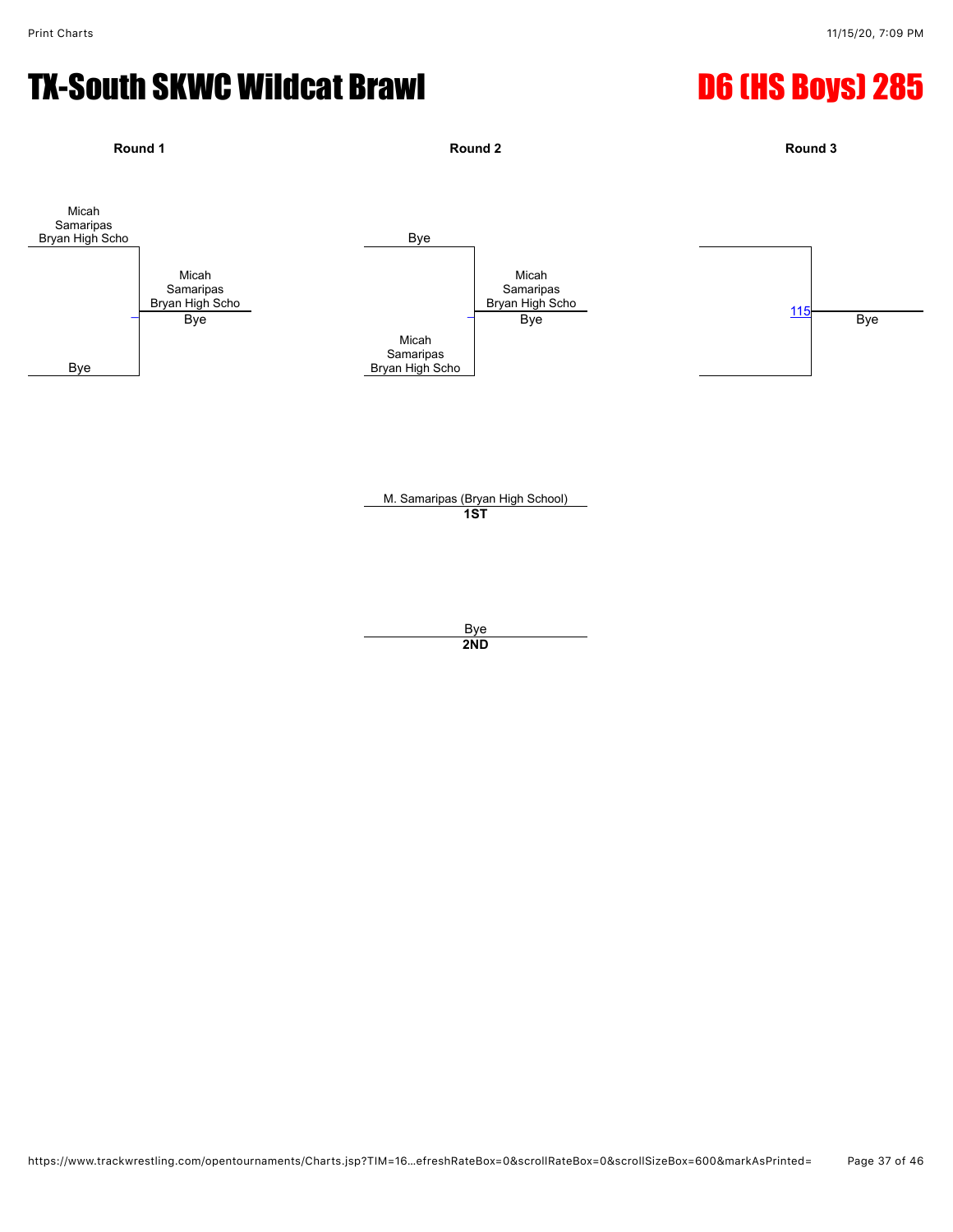# TX-South SKWC Wildcat Brawl

# D6 (HS Boys) 285

**Round 1**

Micah Samaripas Bryan High Scho

Bye

Winner: Micah Samaripas Bryan High Scho — Bye

**Round 2**

Bye

Micah Samaripas Bryan High Scho

Winner: Micah Samaripas Bryan High Scho — Bye

**Round 3**

115

Bye

M. Samaripas (Bryan High School)
**1ST**

Bye
**2ND**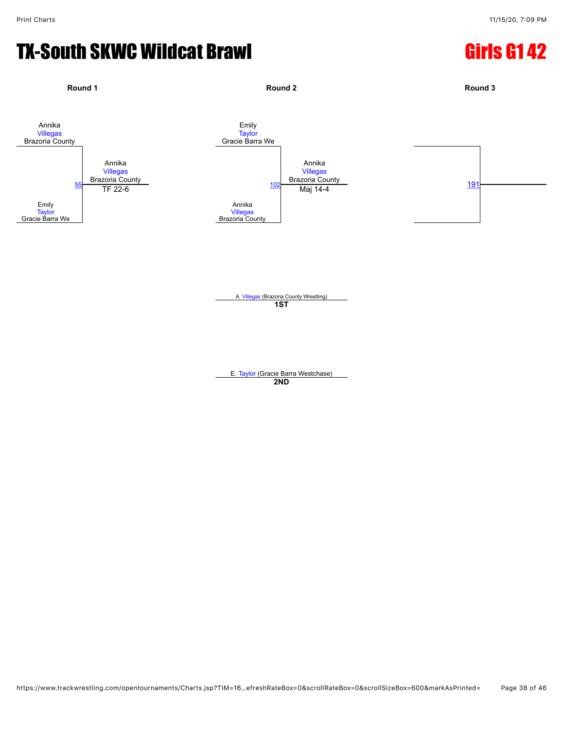# TX-South SKWC Wildcat Brawl

## Girls G1 42

**Round 1**

Annika Villegas, Brazoria County
vs.
Emily Taylor, Gracie Barra We

Match 55 — Winner: Annika Villegas, Brazoria County — TF 22-6

**Round 2**

Emily Taylor, Gracie Barra We
vs.
Annika Villegas, Brazoria County

Match 102 — Winner: Annika Villegas, Brazoria County — Maj 14-4

**Round 3**

Match 191

A. Villegas (Brazoria County Wrestling)
**1ST**

E. Taylor (Gracie Barra Westchase)
**2ND**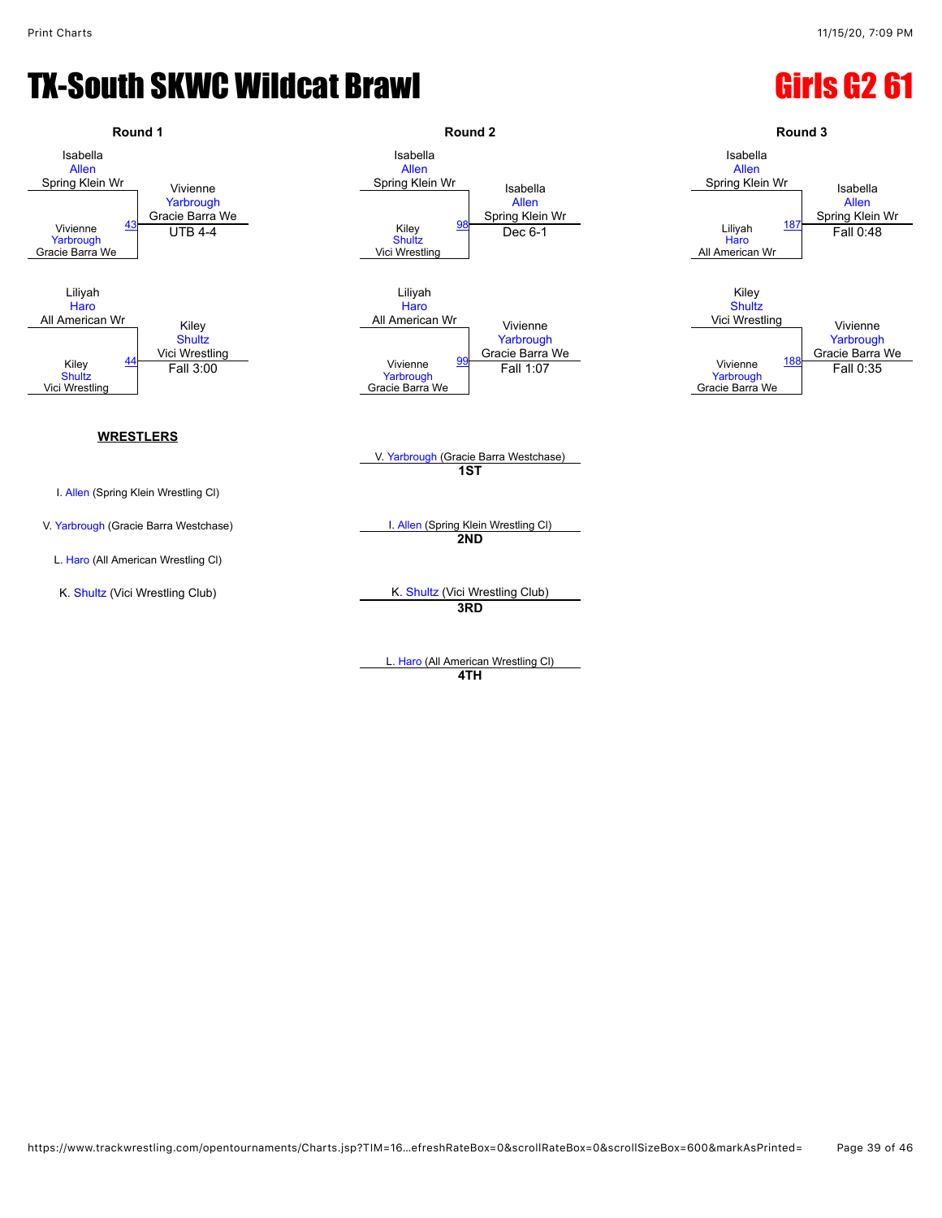# TX-South SKWC Wildcat Brawl

# Girls G2 61

## Round 1

| Match | Wrestler 1 | Wrestler 2 | Winner | Result |
|---|---|---|---|---|
| 43 | Isabella Allen (Spring Klein Wr) | Vivienne Yarbrough (Gracie Barra We) | Vivienne Yarbrough (Gracie Barra We) | UTB 4-4 |
| 44 | Liliyah Haro (All American Wr) | Kiley Shultz (Vici Wrestling) | Kiley Shultz (Vici Wrestling) | Fall 3:00 |

## Round 2

| Match | Wrestler 1 | Wrestler 2 | Winner | Result |
|---|---|---|---|---|
| 98 | Isabella Allen (Spring Klein Wr) | Kiley Shultz (Vici Wrestling) | Isabella Allen (Spring Klein Wr) | Dec 6-1 |
| 99 | Liliyah Haro (All American Wr) | Vivienne Yarbrough (Gracie Barra We) | Vivienne Yarbrough (Gracie Barra We) | Fall 1:07 |

## Round 3

| Match | Wrestler 1 | Wrestler 2 | Winner | Result |
|---|---|---|---|---|
| 187 | Isabella Allen (Spring Klein Wr) | Liliyah Haro (All American Wr) | Isabella Allen (Spring Klein Wr) | Fall 0:48 |
| 188 | Kiley Shultz (Vici Wrestling) | Vivienne Yarbrough (Gracie Barra We) | Vivienne Yarbrough (Gracie Barra We) | Fall 0:35 |

## WRESTLERS

- I. Allen (Spring Klein Wrestling Cl)
- V. Yarbrough (Gracie Barra Westchase)
- L. Haro (All American Wrestling Cl)
- K. Shultz (Vici Wrestling Club)

## Placings

- **1ST**: V. Yarbrough (Gracie Barra Westchase)
- **2ND**: I. Allen (Spring Klein Wrestling Cl)
- **3RD**: K. Shultz (Vici Wrestling Club)
- **4TH**: L. Haro (All American Wrestling Cl)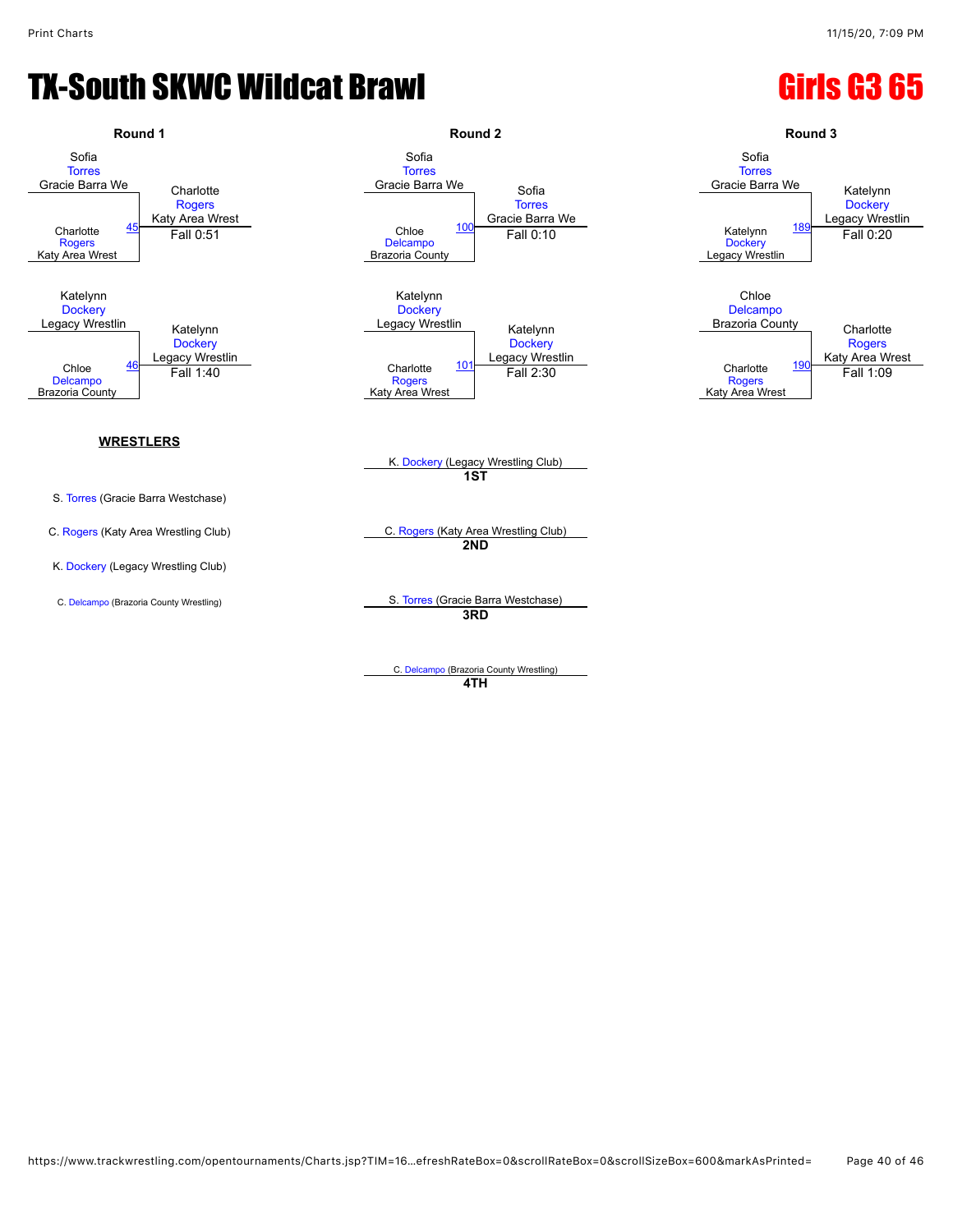# TX-South SKWC Wildcat Brawl

## Girls G3 65

### Round 1

| Wrestler 1 | Wrestler 2 | Bout | Winner | Result |
|---|---|---|---|---|
| Sofia Torres (Gracie Barra We) | Charlotte Rogers (Katy Area Wrest) | 45 | Charlotte Rogers (Katy Area Wrest) | Fall 0:51 |
| Katelynn Dockery (Legacy Wrestlin) | Chloe Delcampo (Brazoria County) | 46 | Katelynn Dockery (Legacy Wrestlin) | Fall 1:40 |

### Round 2

| Wrestler 1 | Wrestler 2 | Bout | Winner | Result |
|---|---|---|---|---|
| Sofia Torres (Gracie Barra We) | Chloe Delcampo (Brazoria County) | 100 | Sofia Torres (Gracie Barra We) | Fall 0:10 |
| Katelynn Dockery (Legacy Wrestlin) | Charlotte Rogers (Katy Area Wrest) | 101 | Katelynn Dockery (Legacy Wrestlin) | Fall 2:30 |

### Round 3

| Wrestler 1 | Wrestler 2 | Bout | Winner | Result |
|---|---|---|---|---|
| Sofia Torres (Gracie Barra We) | Katelynn Dockery (Legacy Wrestlin) | 189 | Katelynn Dockery (Legacy Wrestlin) | Fall 0:20 |
| Chloe Delcampo (Brazoria County) | Charlotte Rogers (Katy Area Wrest) | 190 | Charlotte Rogers (Katy Area Wrest) | Fall 1:09 |

### WRESTLERS

- S. Torres (Gracie Barra Westchase)
- C. Rogers (Katy Area Wrestling Club)
- K. Dockery (Legacy Wrestling Club)
- C. Delcampo (Brazoria County Wrestling)

### Placings

- **1ST**: K. Dockery (Legacy Wrestling Club)
- **2ND**: C. Rogers (Katy Area Wrestling Club)
- **3RD**: S. Torres (Gracie Barra Westchase)
- **4TH**: C. Delcampo (Brazoria County Wrestling)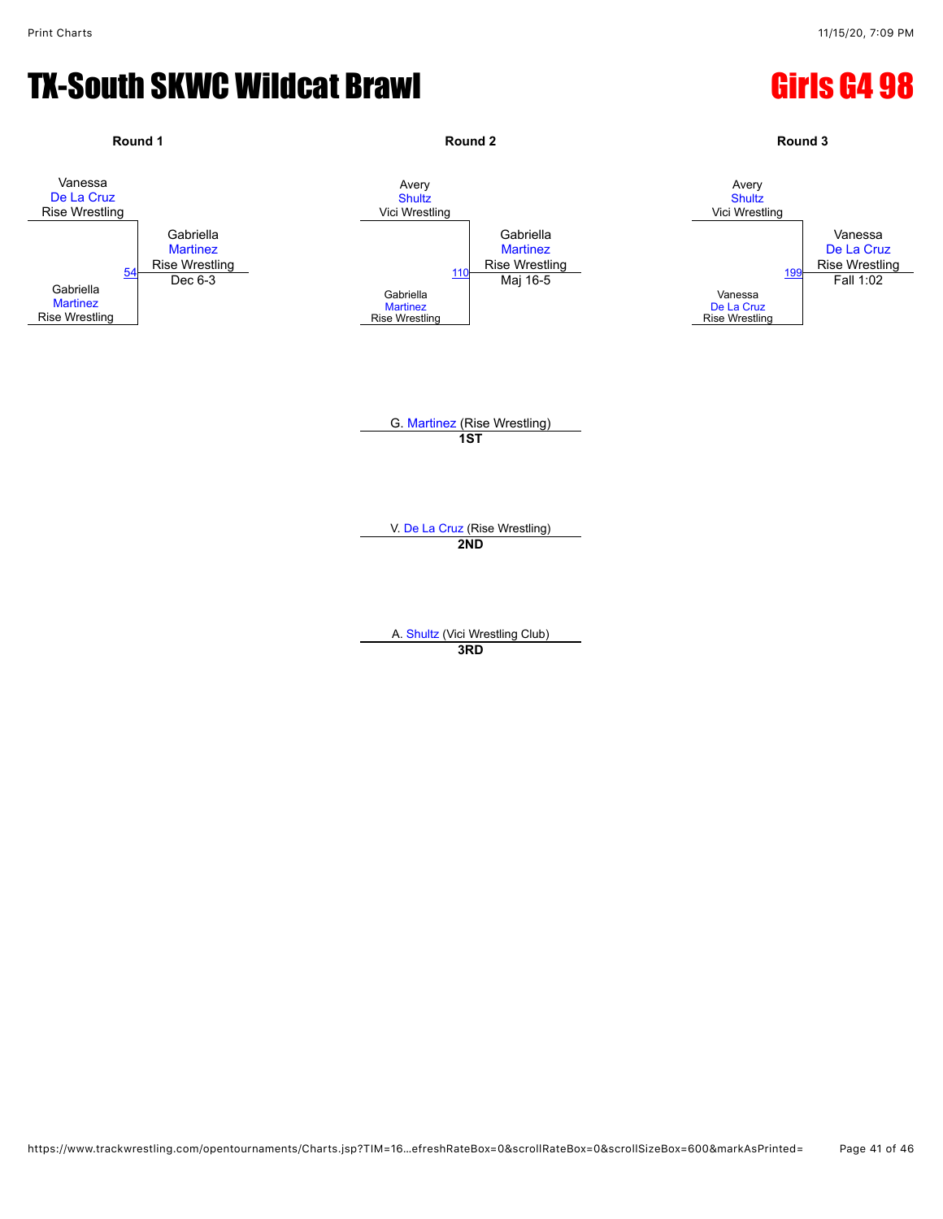# TX-South SKWC Wildcat Brawl

## Girls G4 98

### Round 1

Vanessa De La Cruz, Rise Wrestling
vs.
Gabriella Martinez, Rise Wrestling

Match 54 — Winner: Gabriella Martinez, Rise Wrestling — Dec 6-3

### Round 2

Avery Shultz, Vici Wrestling
vs.
Gabriella Martinez, Rise Wrestling

Match 110 — Winner: Gabriella Martinez, Rise Wrestling — Maj 16-5

### Round 3

Avery Shultz, Vici Wrestling
vs.
Vanessa De La Cruz, Rise Wrestling

Match 199 — Winner: Vanessa De La Cruz, Rise Wrestling — Fall 1:02

G. Martinez (Rise Wrestling)
**1ST**

V. De La Cruz (Rise Wrestling)
**2ND**

A. Shultz (Vici Wrestling Club)
**3RD**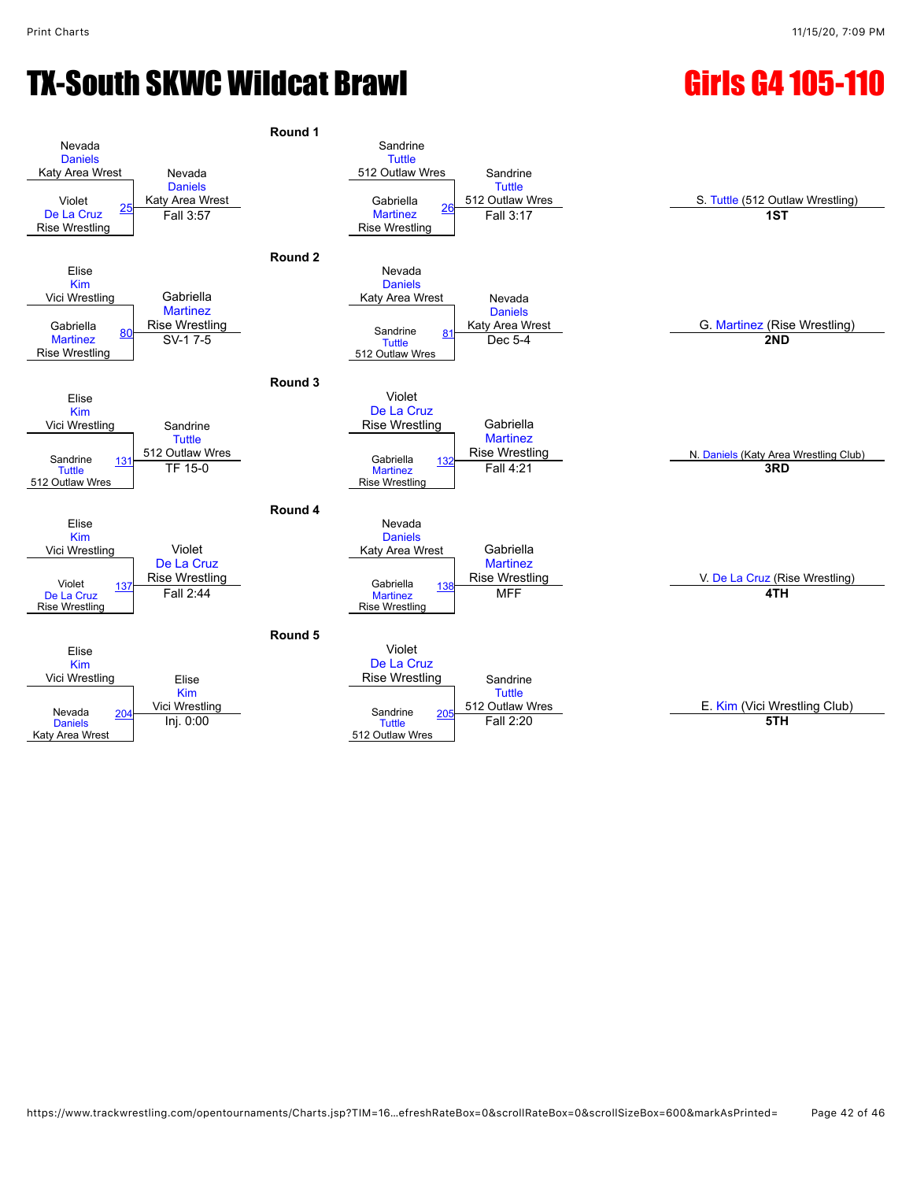# TX-South SKWC Wildcat Brawl

## Girls G4 105-110

### Round 1

| Bout | Wrestler 1 | Wrestler 2 | Winner | Result |
|---|---|---|---|---|
| 25 | Nevada Daniels (Katy Area Wrest) | Violet De La Cruz (Rise Wrestling) | Nevada Daniels (Katy Area Wrest) | Fall 3:57 |
| 26 | Sandrine Tuttle (512 Outlaw Wres) | Gabriella Martinez (Rise Wrestling) | Sandrine Tuttle (512 Outlaw Wres) | Fall 3:17 |

### Round 2

| Bout | Wrestler 1 | Wrestler 2 | Winner | Result |
|---|---|---|---|---|
| 80 | Elise Kim (Vici Wrestling) | Gabriella Martinez (Rise Wrestling) | Gabriella Martinez (Rise Wrestling) | SV-1 7-5 |
| 81 | Nevada Daniels (Katy Area Wrest) | Sandrine Tuttle (512 Outlaw Wres) | Nevada Daniels (Katy Area Wrest) | Dec 5-4 |

### Round 3

| Bout | Wrestler 1 | Wrestler 2 | Winner | Result |
|---|---|---|---|---|
| 131 | Elise Kim (Vici Wrestling) | Sandrine Tuttle (512 Outlaw Wres) | Sandrine Tuttle (512 Outlaw Wres) | TF 15-0 |
| 132 | Violet De La Cruz (Rise Wrestling) | Gabriella Martinez (Rise Wrestling) | Gabriella Martinez (Rise Wrestling) | Fall 4:21 |

### Round 4

| Bout | Wrestler 1 | Wrestler 2 | Winner | Result |
|---|---|---|---|---|
| 137 | Elise Kim (Vici Wrestling) | Violet De La Cruz (Rise Wrestling) | Violet De La Cruz (Rise Wrestling) | Fall 2:44 |
| 138 | Nevada Daniels (Katy Area Wrest) | Gabriella Martinez (Rise Wrestling) | Gabriella Martinez (Rise Wrestling) | MFF |

### Round 5

| Bout | Wrestler 1 | Wrestler 2 | Winner | Result |
|---|---|---|---|---|
| 204 | Elise Kim (Vici Wrestling) | Nevada Daniels (Katy Area Wrest) | Elise Kim (Vici Wrestling) | Inj. 0:00 |
| 205 | Violet De La Cruz (Rise Wrestling) | Sandrine Tuttle (512 Outlaw Wres) | Sandrine Tuttle (512 Outlaw Wres) | Fall 2:20 |

### Placements

| Place | Wrestler |
|---|---|
| 1ST | S. Tuttle (512 Outlaw Wrestling) |
| 2ND | G. Martinez (Rise Wrestling) |
| 3RD | N. Daniels (Katy Area Wrestling Club) |
| 4TH | V. De La Cruz (Rise Wrestling) |
| 5TH | E. Kim (Vici Wrestling Club) |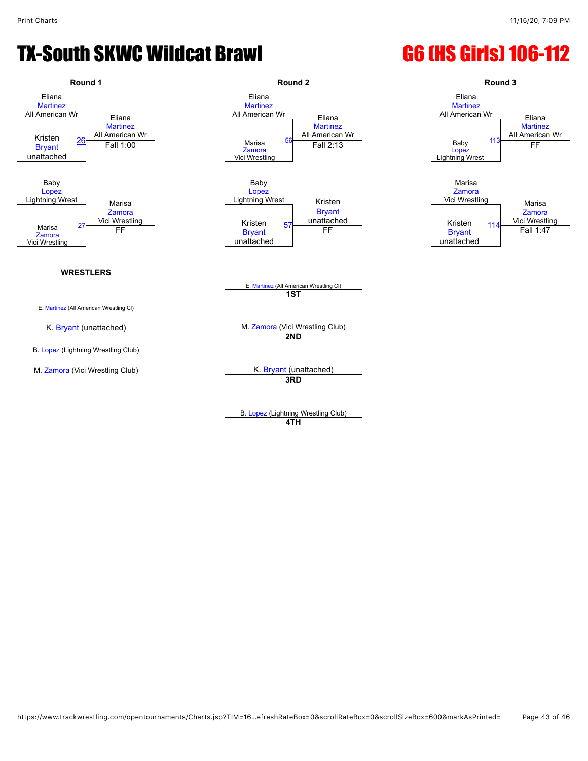# TX-South SKWC Wildcat Brawl

## G6 (HS Girls) 106-112

### Round 1

| Match | Wrestler 1 | Wrestler 2 | Winner | Result |
|---|---|---|---|---|
| 26 | Eliana Martinez (All American Wr) | Kristen Bryant (unattached) | Eliana Martinez (All American Wr) | Fall 1:00 |
| 27 | Baby Lopez (Lightning Wrest) | Marisa Zamora (Vici Wrestling) | Marisa Zamora (Vici Wrestling) | FF |

### Round 2

| Match | Wrestler 1 | Wrestler 2 | Winner | Result |
|---|---|---|---|---|
| 56 | Eliana Martinez (All American Wr) | Marisa Zamora (Vici Wrestling) | Eliana Martinez (All American Wr) | Fall 2:13 |
| 57 | Baby Lopez (Lightning Wrest) | Kristen Bryant (unattached) | Kristen Bryant (unattached) | FF |

### Round 3

| Match | Wrestler 1 | Wrestler 2 | Winner | Result |
|---|---|---|---|---|
| 113 | Eliana Martinez (All American Wr) | Baby Lopez (Lightning Wrest) | Eliana Martinez (All American Wr) | FF |
| 114 | Marisa Zamora (Vici Wrestling) | Kristen Bryant (unattached) | Marisa Zamora (Vici Wrestling) | Fall 1:47 |

**WRESTLERS**

- E. Martinez (All American Wrestling Cl)
- K. Bryant (unattached)
- B. Lopez (Lightning Wrestling Club)
- M. Zamora (Vici Wrestling Club)

**Placements**

- **1ST**: E. Martinez (All American Wrestling Cl)
- **2ND**: M. Zamora (Vici Wrestling Club)
- **3RD**: K. Bryant (unattached)
- **4TH**: B. Lopez (Lightning Wrestling Club)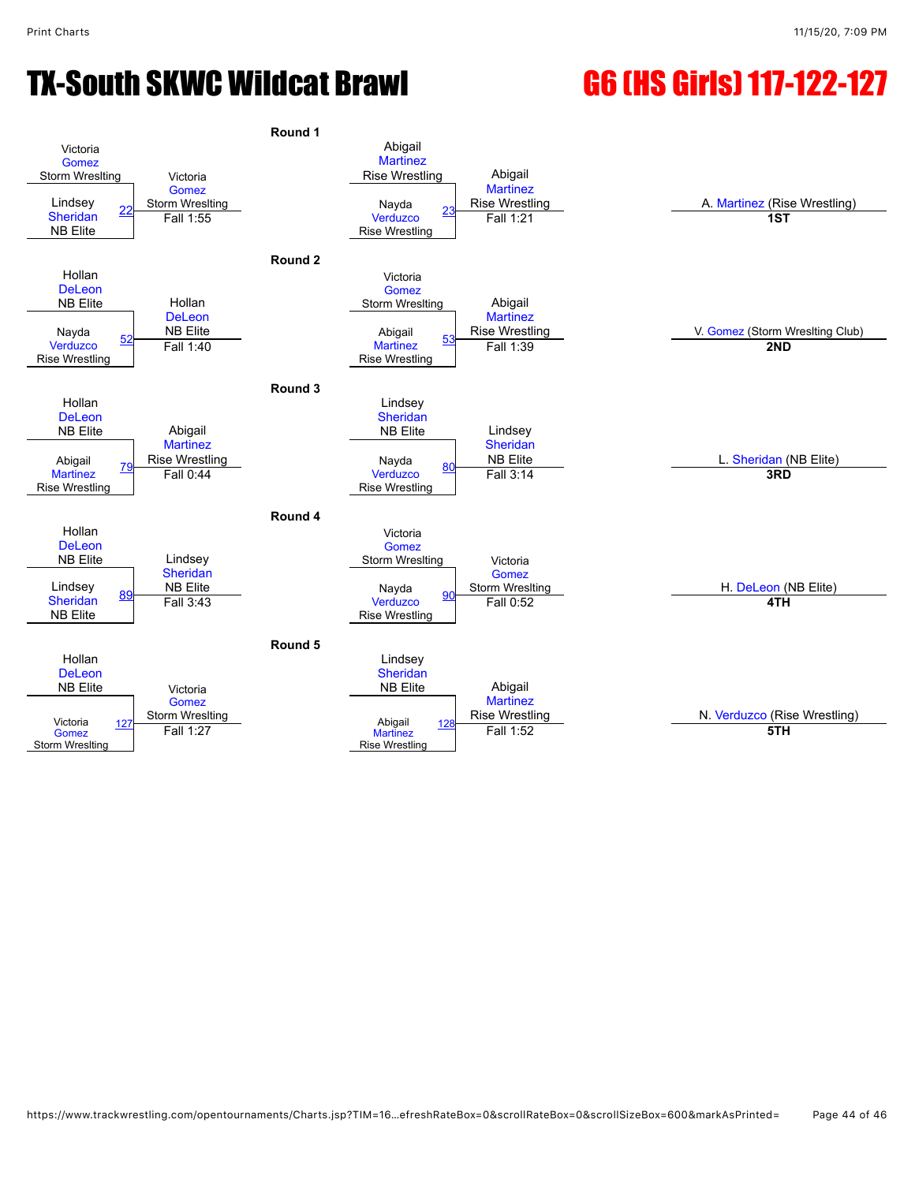# TX-South SKWC Wildcat Brawl

## G6 (HS Girls) 117-122-127

### Round 1

| Bout | Wrestler 1 | Wrestler 2 | Winner | Result |
|---|---|---|---|---|
| 22 | Victoria Gomez (Storm Wreslting) | Lindsey Sheridan (NB Elite) | Victoria Gomez (Storm Wreslting) | Fall 1:55 |
| 23 | Abigail Martinez (Rise Wrestling) | Nayda Verduzco (Rise Wrestling) | Abigail Martinez (Rise Wrestling) | Fall 1:21 |

### Round 2

| Bout | Wrestler 1 | Wrestler 2 | Winner | Result |
|---|---|---|---|---|
| 52 | Hollan DeLeon (NB Elite) | Nayda Verduzco (Rise Wrestling) | Hollan DeLeon (NB Elite) | Fall 1:40 |
| 53 | Victoria Gomez (Storm Wreslting) | Abigail Martinez (Rise Wrestling) | Abigail Martinez (Rise Wrestling) | Fall 1:39 |

### Round 3

| Bout | Wrestler 1 | Wrestler 2 | Winner | Result |
|---|---|---|---|---|
| 79 | Hollan DeLeon (NB Elite) | Abigail Martinez (Rise Wrestling) | Abigail Martinez (Rise Wrestling) | Fall 0:44 |
| 80 | Lindsey Sheridan (NB Elite) | Nayda Verduzco (Rise Wrestling) | Lindsey Sheridan (NB Elite) | Fall 3:14 |

### Round 4

| Bout | Wrestler 1 | Wrestler 2 | Winner | Result |
|---|---|---|---|---|
| 89 | Hollan DeLeon (NB Elite) | Lindsey Sheridan (NB Elite) | Lindsey Sheridan (NB Elite) | Fall 3:43 |
| 90 | Victoria Gomez (Storm Wreslting) | Nayda Verduzco (Rise Wrestling) | Victoria Gomez (Storm Wreslting) | Fall 0:52 |

### Round 5

| Bout | Wrestler 1 | Wrestler 2 | Winner | Result |
|---|---|---|---|---|
| 127 | Hollan DeLeon (NB Elite) | Victoria Gomez (Storm Wreslting) | Victoria Gomez (Storm Wreslting) | Fall 1:27 |
| 128 | Lindsey Sheridan (NB Elite) | Abigail Martinez (Rise Wrestling) | Abigail Martinez (Rise Wrestling) | Fall 1:52 |

### Placements

| Place | Wrestler |
|---|---|
| 1ST | A. Martinez (Rise Wrestling) |
| 2ND | V. Gomez (Storm Wreslting Club) |
| 3RD | L. Sheridan (NB Elite) |
| 4TH | H. DeLeon (NB Elite) |
| 5TH | N. Verduzco (Rise Wrestling) |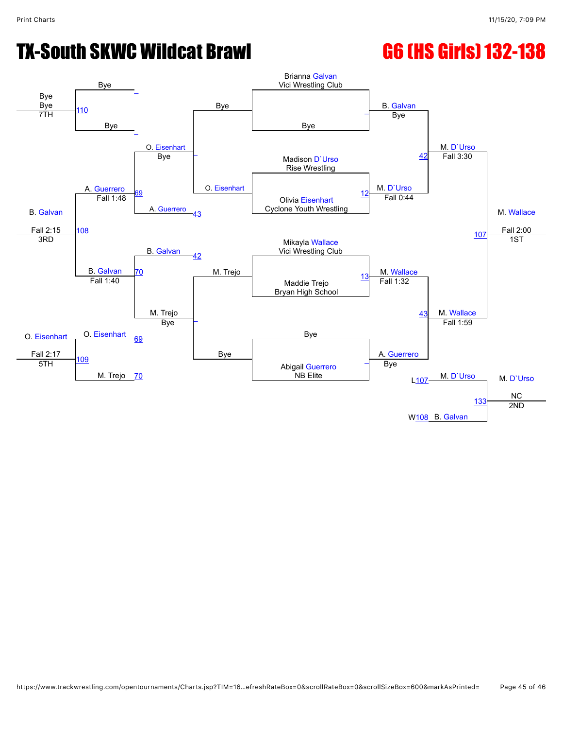# TX-South SKWC Wildcat Brawl

# G6 (HS Girls) 132-138

## Championship Bracket

| Match | Wrestler 1 | Wrestler 2 | Winner | Result |
|---|---|---|---|---|
| — | Brianna Galvan (Vici Wrestling Club) | Bye | B. Galvan | Bye |
| 12 | Madison D`Urso (Rise Wrestling) | Olivia Eisenhart (Cyclone Youth Wrestling) | M. D`Urso | Fall 0:44 |
| 13 | Mikayla Wallace (Vici Wrestling Club) | Maddie Trejo (Bryan High School) | M. Wallace | Fall 1:32 |
| — | Bye | Abigail Guerrero (NB Elite) | A. Guerrero | Bye |
| 42 | B. Galvan | M. D`Urso | M. D`Urso | Fall 3:30 |
| 43 | M. Wallace | A. Guerrero | M. Wallace | Fall 1:59 |
| 107 | M. D`Urso | M. Wallace | M. Wallace | Fall 2:00 (1ST) |

## Consolation Bracket

| Match | Wrestler 1 | Wrestler 2 | Winner | Result |
|---|---|---|---|---|
| — | Bye | O. Eisenhart | O. Eisenhart | Bye |
| — | M. Trejo | Bye | M. Trejo | Bye |
| 69 | O. Eisenhart | A. Guerrero | A. Guerrero | Fall 1:48 |
| 70 | B. Galvan | M. Trejo | B. Galvan | Fall 1:40 |
| 110 | Bye | Bye | Bye | Bye (7TH) |
| 108 | A. Guerrero | B. Galvan | B. Galvan | Fall 2:15 (3RD) |
| 109 | O. Eisenhart | M. Trejo | O. Eisenhart | Fall 2:17 (5TH) |
| 133 | M. D`Urso (L107) | B. Galvan (W108) | M. D`Urso | NC (2ND) |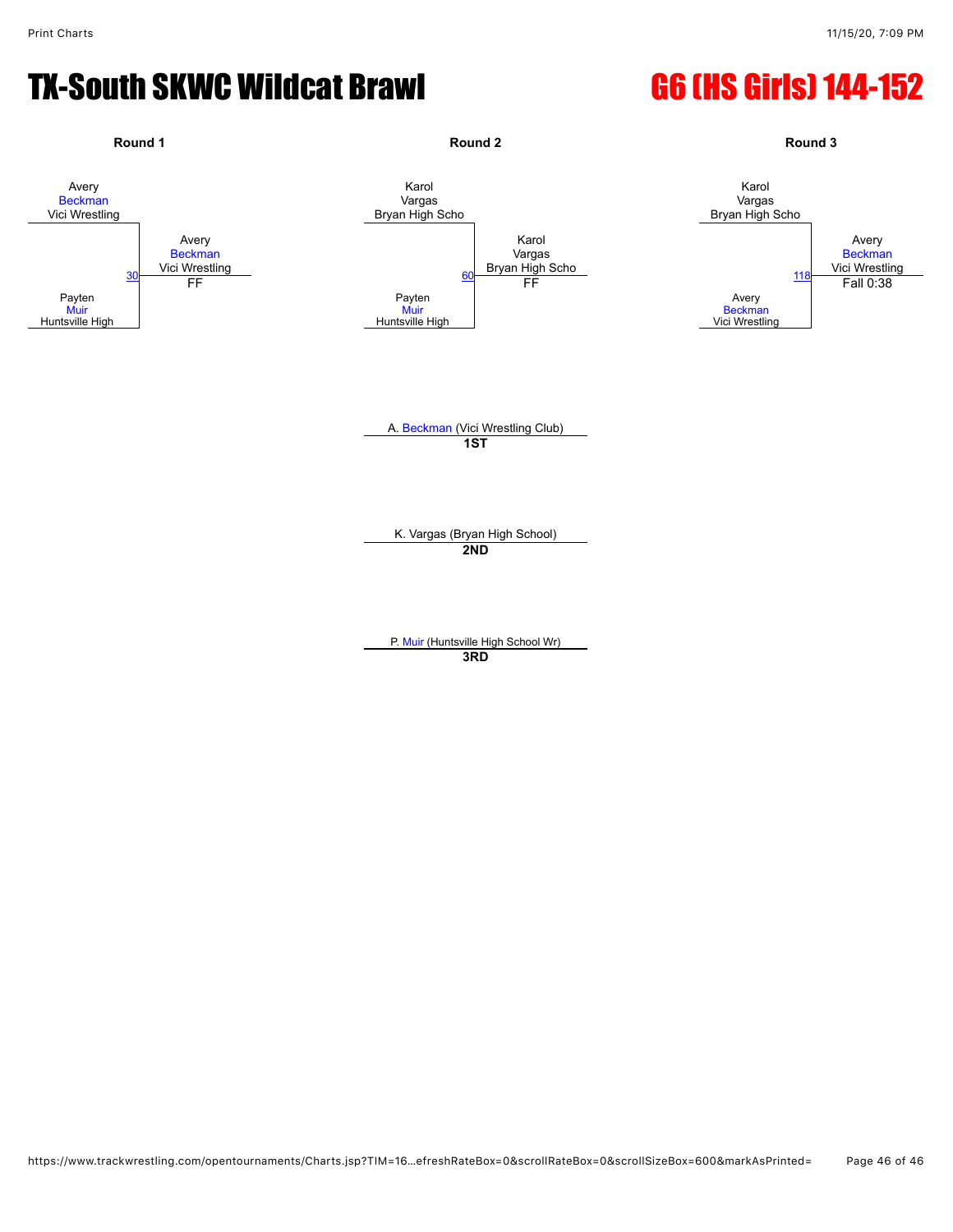# TX-South SKWC Wildcat Brawl

# G6 (HS Girls) 144-152

### Round 1

Avery
Beckman
Vici Wrestling

Payten
Muir
Huntsville High

30

Avery
Beckman
Vici Wrestling
FF

### Round 2

Karol
Vargas
Bryan High Scho

Payten
Muir
Huntsville High

60

Karol
Vargas
Bryan High Scho
FF

### Round 3

Karol
Vargas
Bryan High Scho

Avery
Beckman
Vici Wrestling

118

Avery
Beckman
Vici Wrestling
Fall 0:38

A. Beckman (Vici Wrestling Club)
**1ST**

K. Vargas (Bryan High School)
**2ND**

P. Muir (Huntsville High School Wr)
**3RD**